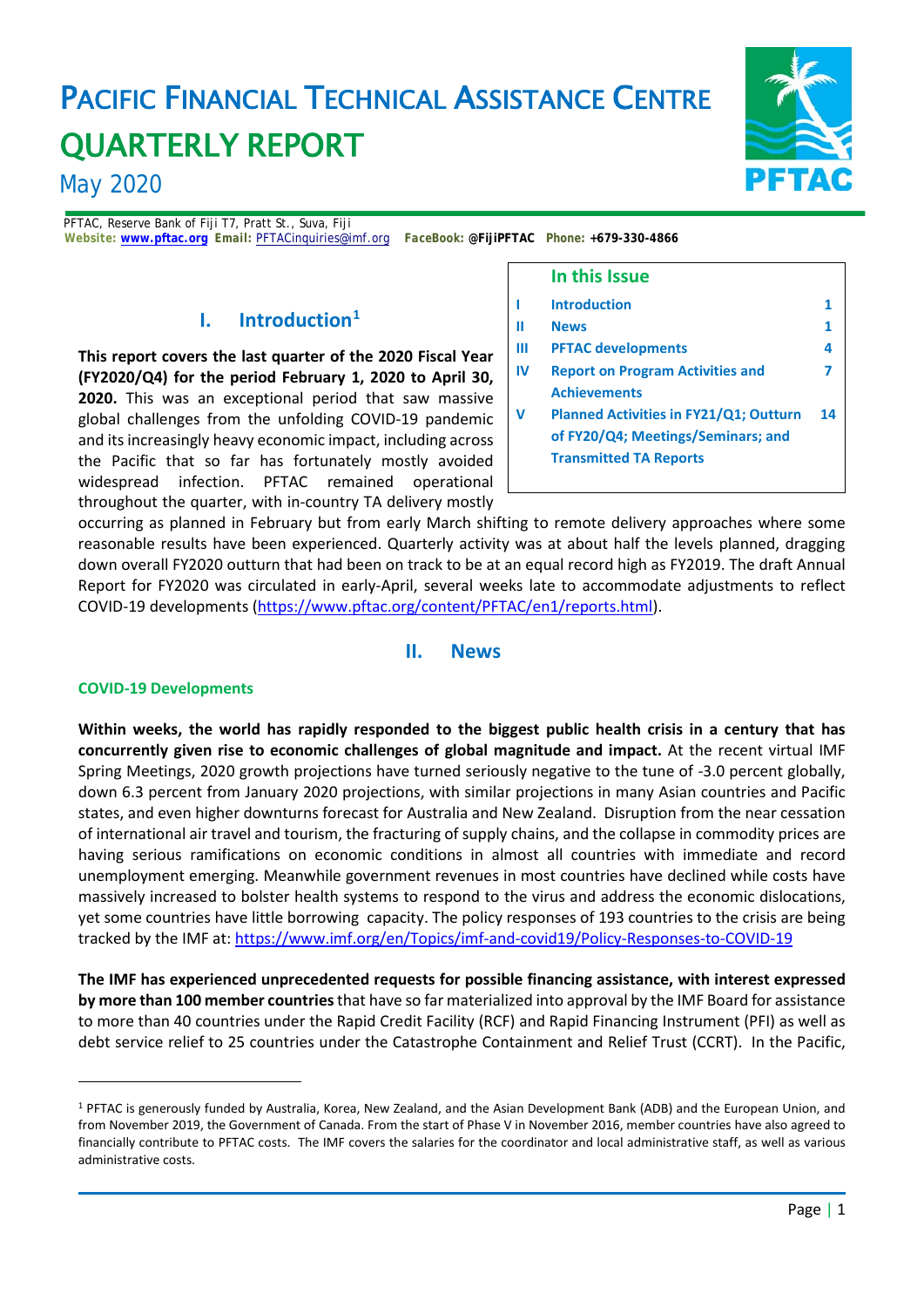# PACIFIC FINANCIAL TECHNICAL ASSISTANCE CENTRE QUARTERLY REPORT

May 2020

PFTAC, Reserve Bank of Fiji T7, Pratt St., Suva, Fiji
**Website:** **www.pftac.org** **Email:** PFTACinquiries@imf.org **FaceBook:** **@FijiPFTAC** **Phone:** **+679-330-4866**

**In this Issue**

| | | |
|---|---|---|
| I | Introduction | 1 |
| II | News | 1 |
| III | PFTAC developments | 4 |
| IV | Report on Program Activities and Achievements | 7 |
| V | Planned Activities in FY21/Q1; Outturn of FY20/Q4; Meetings/Seminars; and Transmitted TA Reports | 14 |

## I. Introduction[1]

**This report covers the last quarter of the 2020 Fiscal Year (FY2020/Q4) for the period February 1, 2020 to April 30, 2020.** This was an exceptional period that saw massive global challenges from the unfolding COVID-19 pandemic and its increasingly heavy economic impact, including across the Pacific that so far has fortunately mostly avoided widespread infection. PFTAC remained operational throughout the quarter, with in-country TA delivery mostly occurring as planned in February but from early March shifting to remote delivery approaches where some reasonable results have been experienced. Quarterly activity was at about half the levels planned, dragging down overall FY2020 outturn that had been on track to be at an equal record high as FY2019. The draft Annual Report for FY2020 was circulated in early-April, several weeks late to accommodate adjustments to reflect COVID-19 developments (https://www.pftac.org/content/PFTAC/en1/reports.html).

## II. News

### COVID-19 Developments

**Within weeks, the world has rapidly responded to the biggest public health crisis in a century that has concurrently given rise to economic challenges of global magnitude and impact.** At the recent virtual IMF Spring Meetings, 2020 growth projections have turned seriously negative to the tune of -3.0 percent globally, down 6.3 percent from January 2020 projections, with similar projections in many Asian countries and Pacific states, and even higher downturns forecast for Australia and New Zealand. Disruption from the near cessation of international air travel and tourism, the fracturing of supply chains, and the collapse in commodity prices are having serious ramifications on economic conditions in almost all countries with immediate and record unemployment emerging. Meanwhile government revenues in most countries have declined while costs have massively increased to bolster health systems to respond to the virus and address the economic dislocations, yet some countries have little borrowing capacity. The policy responses of 193 countries to the crisis are being tracked by the IMF at: https://www.imf.org/en/Topics/imf-and-covid19/Policy-Responses-to-COVID-19

**The IMF has experienced unprecedented requests for possible financing assistance, with interest expressed by more than 100 member countries** that have so far materialized into approval by the IMF Board for assistance to more than 40 countries under the Rapid Credit Facility (RCF) and Rapid Financing Instrument (RFI) as well as debt service relief to 25 countries under the Catastrophe Containment and Relief Trust (CCRT). In the Pacific,

[1] PFTAC is generously funded by Australia, Korea, New Zealand, and the Asian Development Bank (ADB) and the European Union, and from November 2019, the Government of Canada. From the start of Phase V in November 2016, member countries have also agreed to financially contribute to PFTAC costs. The IMF covers the salaries for the coordinator and local administrative staff, as well as various administrative costs.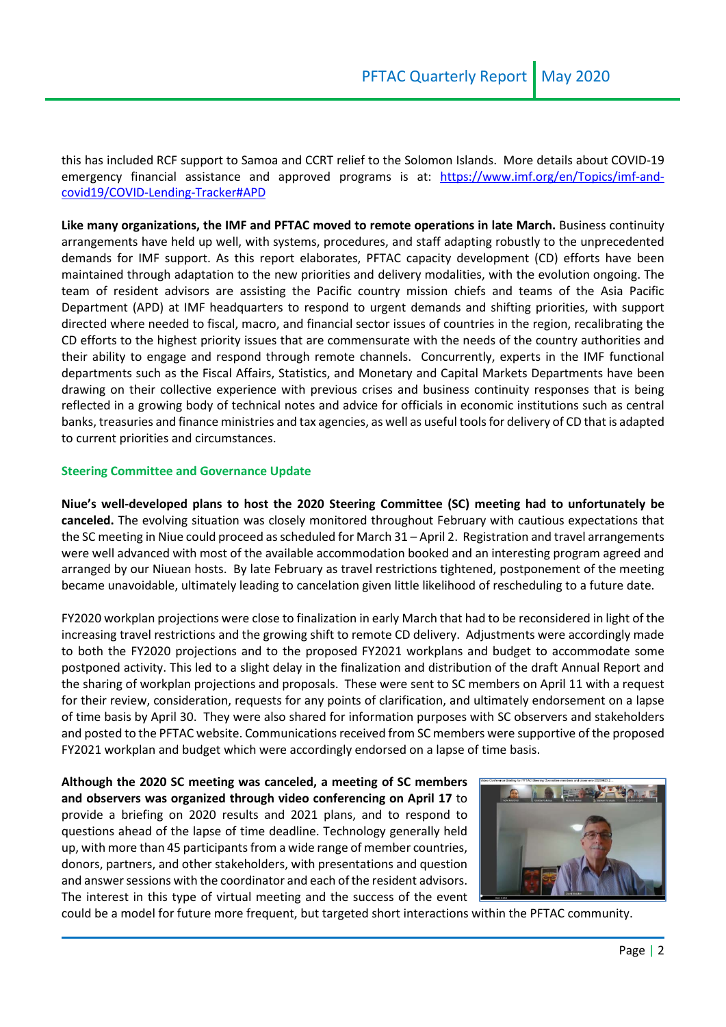this has included RCF support to Samoa and CCRT relief to the Solomon Islands. More details about COVID-19 emergency financial assistance and approved programs is at: [https://www.imf.org/en/Topics/imf-and-covid19/COVID-Lending-Tracker#APD](https://www.imf.org/en/Topics/imf-and-covid19/COVID-Lending-Tracker#APD)

**Like many organizations, the IMF and PFTAC moved to remote operations in late March.** Business continuity arrangements have held up well, with systems, procedures, and staff adapting robustly to the unprecedented demands for IMF support. As this report elaborates, PFTAC capacity development (CD) efforts have been maintained through adaptation to the new priorities and delivery modalities, with the evolution ongoing. The team of resident advisors are assisting the Pacific country mission chiefs and teams of the Asia Pacific Department (APD) at IMF headquarters to respond to urgent demands and shifting priorities, with support directed where needed to fiscal, macro, and financial sector issues of countries in the region, recalibrating the CD efforts to the highest priority issues that are commensurate with the needs of the country authorities and their ability to engage and respond through remote channels. Concurrently, experts in the IMF functional departments such as the Fiscal Affairs, Statistics, and Monetary and Capital Markets Departments have been drawing on their collective experience with previous crises and business continuity responses that is being reflected in a growing body of technical notes and advice for officials in economic institutions such as central banks, treasuries and finance ministries and tax agencies, as well as useful tools for delivery of CD that is adapted to current priorities and circumstances.

## Steering Committee and Governance Update

**Niue's well-developed plans to host the 2020 Steering Committee (SC) meeting had to unfortunately be canceled.** The evolving situation was closely monitored throughout February with cautious expectations that the SC meeting in Niue could proceed as scheduled for March 31 – April 2. Registration and travel arrangements were well advanced with most of the available accommodation booked and an interesting program agreed and arranged by our Niuean hosts. By late February as travel restrictions tightened, postponement of the meeting became unavoidable, ultimately leading to cancelation given little likelihood of rescheduling to a future date.

FY2020 workplan projections were close to finalization in early March that had to be reconsidered in light of the increasing travel restrictions and the growing shift to remote CD delivery. Adjustments were accordingly made to both the FY2020 projections and to the proposed FY2021 workplans and budget to accommodate some postponed activity. This led to a slight delay in the finalization and distribution of the draft Annual Report and the sharing of workplan projections and proposals. These were sent to SC members on April 11 with a request for their review, consideration, requests for any points of clarification, and ultimately endorsement on a lapse of time basis by April 30. They were also shared for information purposes with SC observers and stakeholders and posted to the PFTAC website. Communications received from SC members were supportive of the proposed FY2021 workplan and budget which were accordingly endorsed on a lapse of time basis.

**Although the 2020 SC meeting was canceled, a meeting of SC members and observers was organized through video conferencing on April 17** to provide a briefing on 2020 results and 2021 plans, and to respond to questions ahead of the lapse of time deadline. Technology generally held up, with more than 45 participants from a wide range of member countries, donors, partners, and other stakeholders, with presentations and question and answer sessions with the coordinator and each of the resident advisors. The interest in this type of virtual meeting and the success of the event could be a model for future more frequent, but targeted short interactions within the PFTAC community.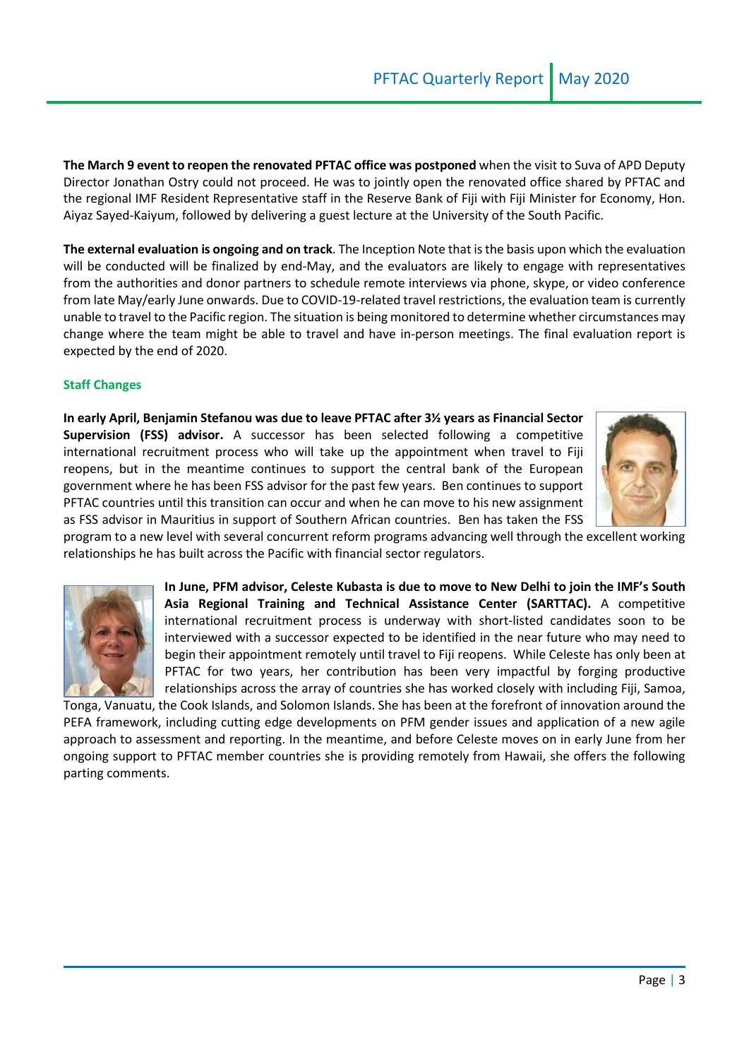**The March 9 event to reopen the renovated PFTAC office was postponed** when the visit to Suva of APD Deputy Director Jonathan Ostry could not proceed. He was to jointly open the renovated office shared by PFTAC and the regional IMF Resident Representative staff in the Reserve Bank of Fiji with Fiji Minister for Economy, Hon. Aiyaz Sayed-Kaiyum, followed by delivering a guest lecture at the University of the South Pacific.

**The external evaluation is ongoing and on track**. The Inception Note that is the basis upon which the evaluation will be conducted will be finalized by end-May, and the evaluators are likely to engage with representatives from the authorities and donor partners to schedule remote interviews via phone, skype, or video conference from late May/early June onwards. Due to COVID-19-related travel restrictions, the evaluation team is currently unable to travel to the Pacific region. The situation is being monitored to determine whether circumstances may change where the team might be able to travel and have in-person meetings. The final evaluation report is expected by the end of 2020.

## Staff Changes

**In early April, Benjamin Stefanou was due to leave PFTAC after 3½ years as Financial Sector Supervision (FSS) advisor.** A successor has been selected following a competitive international recruitment process who will take up the appointment when travel to Fiji reopens, but in the meantime continues to support the central bank of the European government where he has been FSS advisor for the past few years. Ben continues to support PFTAC countries until this transition can occur and when he can move to his new assignment as FSS advisor in Mauritius in support of Southern African countries. Ben has taken the FSS program to a new level with several concurrent reform programs advancing well through the excellent working relationships he has built across the Pacific with financial sector regulators.

**In June, PFM advisor, Celeste Kubasta is due to move to New Delhi to join the IMF's South Asia Regional Training and Technical Assistance Center (SARTTAC).** A competitive international recruitment process is underway with short-listed candidates soon to be interviewed with a successor expected to be identified in the near future who may need to begin their appointment remotely until travel to Fiji reopens. While Celeste has only been at PFTAC for two years, her contribution has been very impactful by forging productive relationships across the array of countries she has worked closely with including Fiji, Samoa, Tonga, Vanuatu, the Cook Islands, and Solomon Islands. She has been at the forefront of innovation around the PEFA framework, including cutting edge developments on PFM gender issues and application of a new agile approach to assessment and reporting. In the meantime, and before Celeste moves on in early June from her ongoing support to PFTAC member countries she is providing remotely from Hawaii, she offers the following parting comments.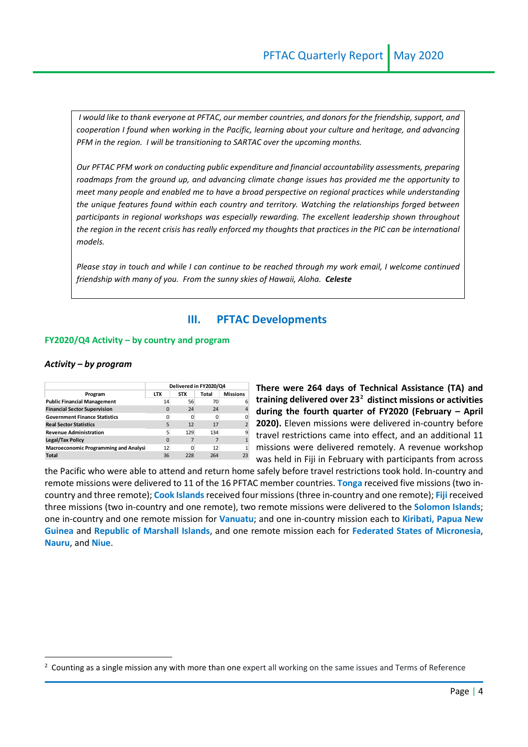*I would like to thank everyone at PFTAC, our member countries, and donors for the friendship, support, and cooperation I found when working in the Pacific, learning about your culture and heritage, and advancing PFM in the region. I will be transitioning to SARTAC over the upcoming months.*

*Our PFTAC PFM work on conducting public expenditure and financial accountability assessments, preparing roadmaps from the ground up, and advancing climate change issues has provided me the opportunity to meet many people and enabled me to have a broad perspective on regional practices while understanding the unique features found within each country and territory. Watching the relationships forged between participants in regional workshops was especially rewarding. The excellent leadership shown throughout the region in the recent crisis has really enforced my thoughts that practices in the PIC can be international models.*

*Please stay in touch and while I can continue to be reached through my work email, I welcome continued friendship with many of you. From the sunny skies of Hawaii, Aloha.* ***Celeste***

## III. PFTAC Developments

### FY2020/Q4 Activity – by country and program

#### *Activity – by program*

| | Delivered in FY2020/Q4 | | | |
|---|---|---|---|---|
| **Program** | **LTX** | **STX** | **Total** | **Missions** |
| **Public Financial Management** | 14 | 56 | 70 | 6 |
| **Financial Sector Supervision** | 0 | 24 | 24 | 4 |
| **Government Finance Statistics** | 0 | 0 | 0 | 0 |
| **Real Sector Statistics** | 5 | 12 | 17 | 2 |
| **Revenue Administration** | 5 | 129 | 134 | 9 |
| **Legal/Tax Policy** | 0 | 7 | 7 | 1 |
| **Macroeconomic Programming and Analysi** | 12 | 0 | 12 | 1 |
| **Total** | 36 | 228 | 264 | 23 |

**There were 264 days of Technical Assistance (TA) and training delivered over 23[2] distinct missions or activities during the fourth quarter of FY2020 (February – April 2020).** Eleven missions were delivered in-country before travel restrictions came into effect, and an additional 11 missions were delivered remotely. A revenue workshop was held in Fiji in February with participants from across the Pacific who were able to attend and return home safely before travel restrictions took hold. In-country and remote missions were delivered to 11 of the 16 PFTAC member countries. **Tonga** received five missions (two in-country and three remote); **Cook Islands** received four missions (three in-country and one remote); **Fiji** received three missions (two in-country and one remote), two remote missions were delivered to the **Solomon Islands**; one in-country and one remote mission for **Vanuatu**; and one in-country mission each to **Kiribati, Papua New Guinea** and **Republic of Marshall Islands**, and one remote mission each for **Federated States of Micronesia**, **Nauru**, and **Niue**.

[2] Counting as a single mission any with more than one expert all working on the same issues and Terms of Reference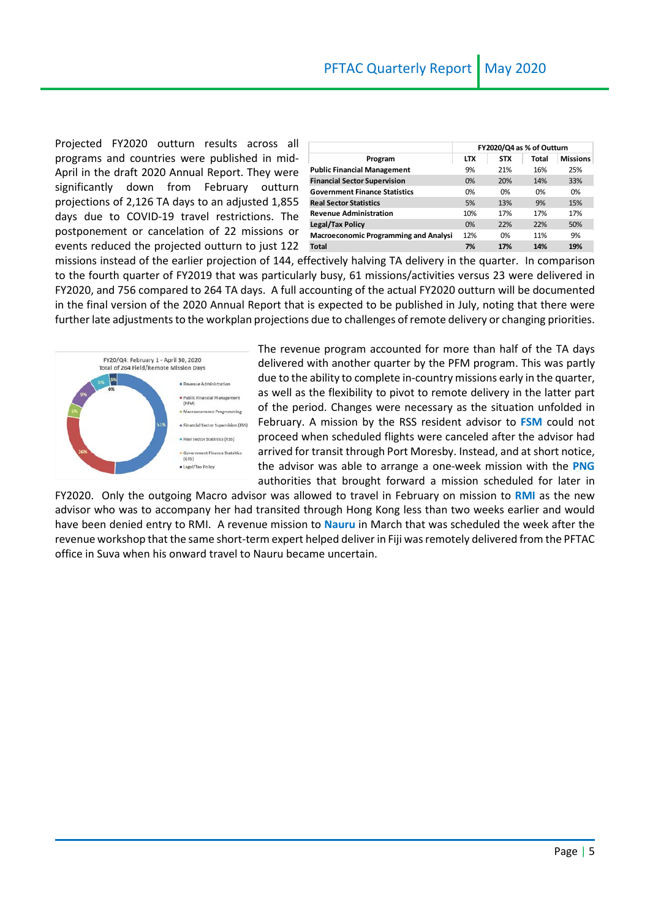Projected FY2020 outturn results across all programs and countries were published in mid-April in the draft 2020 Annual Report. They were significantly down from February outturn projections of 2,126 TA days to an adjusted 1,855 days due to COVID-19 travel restrictions. The postponement or cancelation of 22 missions or events reduced the projected outturn to just 122 missions instead of the earlier projection of 144, effectively halving TA delivery in the quarter. In comparison to the fourth quarter of FY2019 that was particularly busy, 61 missions/activities versus 23 were delivered in FY2020, and 756 compared to 264 TA days. A full accounting of the actual FY2020 outturn will be documented in the final version of the 2020 Annual Report that is expected to be published in July, noting that there were further late adjustments to the workplan projections due to challenges of remote delivery or changing priorities.

| | FY2020/Q4 as % of Outturn | | | |
|---|---|---|---|---|
| **Program** | **LTX** | **STX** | **Total** | **Missions** |
| **Public Financial Management** | 9% | 21% | 16% | 25% |
| **Financial Sector Supervision** | 0% | 20% | 14% | 33% |
| **Government Finance Statistics** | 0% | 0% | 0% | 0% |
| **Real Sector Statistics** | 5% | 13% | 9% | 15% |
| **Revenue Administration** | 10% | 17% | 17% | 17% |
| **Legal/Tax Policy** | 0% | 22% | 22% | 50% |
| **Macroeconomic Programming and Analysi** | 12% | 0% | 11% | 9% |
| **Total** | **7%** | **17%** | **14%** | **19%** |

FY20/Q4: February 1 - April 30, 2020
Total of 264 Field/Remote Mission Days

| Program | Share |
|---|---|
| Revenue Administration | 51% |
| Public Financial Management (PFM) | 26% |
| Macroeconomic Programming | 5% |
| Financial Sector Supervision (FSS) | 9% |
| Real Sector Statistics (RSS) | 6% |
| Government Finance Statistics (GFS) | 0% |
| Legal/Tax Policy | 3% |

The revenue program accounted for more than half of the TA days delivered with another quarter by the PFM program. This was partly due to the ability to complete in-country missions early in the quarter, as well as the flexibility to pivot to remote delivery in the latter part of the period. Changes were necessary as the situation unfolded in February. A mission by the RSS resident advisor to **FSM** could not proceed when scheduled flights were canceled after the advisor had arrived for transit through Port Moresby. Instead, and at short notice, the advisor was able to arrange a one-week mission with the **PNG** authorities that brought forward a mission scheduled for later in FY2020. Only the outgoing Macro advisor was allowed to travel in February on mission to **RMI** as the new advisor who was to accompany her had transited through Hong Kong less than two weeks earlier and would have been denied entry to RMI. A revenue mission to **Nauru** in March that was scheduled the week after the revenue workshop that the same short-term expert helped deliver in Fiji was remotely delivered from the PFTAC office in Suva when his onward travel to Nauru became uncertain.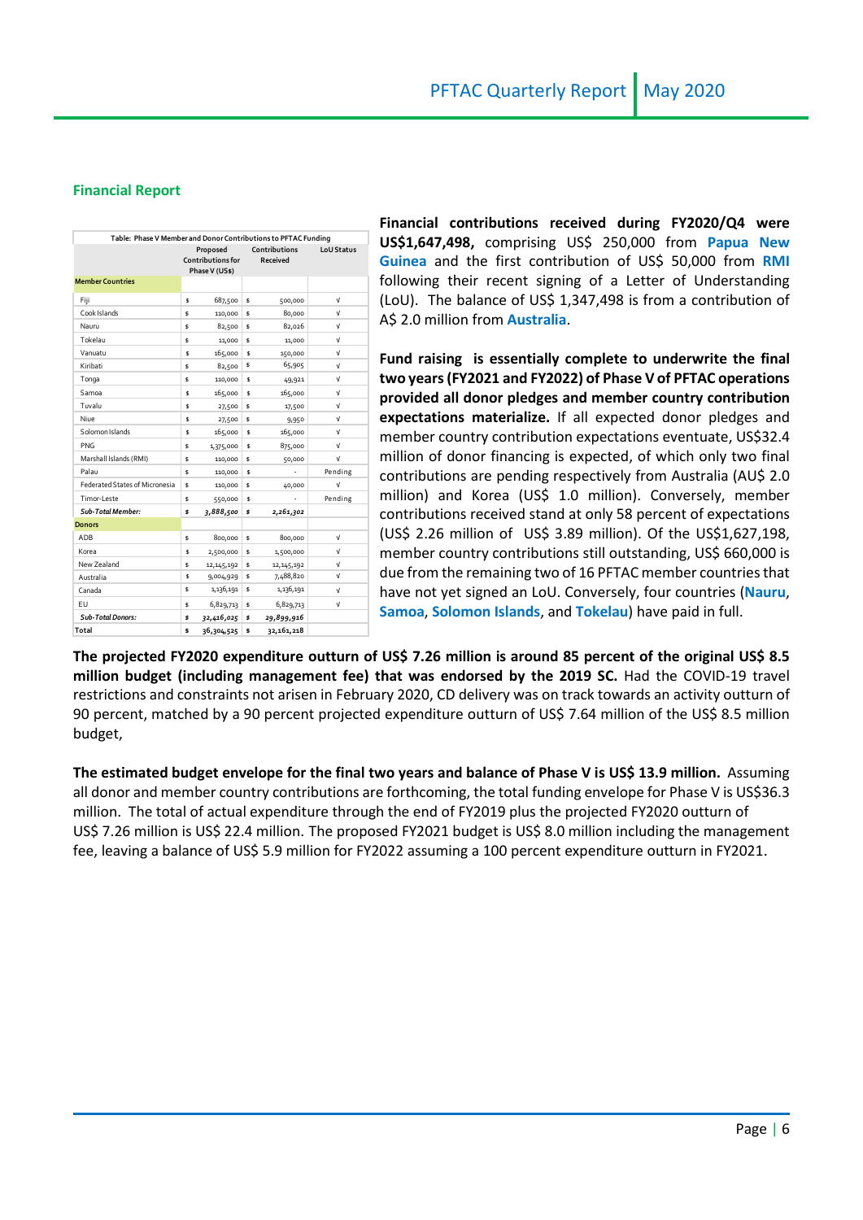## Financial Report

| Table: Phase V Member and Donor Contributions to PFTAC Funding | | | |
|---|---|---|---|
| | Proposed Contributions for Phase V (US$) | Contributions Received | LoU Status |
| **Member Countries** | | | |
| Fiji | $ 687,500 | $ 500,000 | √ |
| Cook Islands | $ 110,000 | $ 80,000 | √ |
| Nauru | $ 82,500 | $ 82,026 | √ |
| Tokelau | $ 11,000 | $ 11,000 | √ |
| Vanuatu | $ 165,000 | $ 150,000 | √ |
| Kiribati | $ 82,500 | $ 65,905 | √ |
| Tonga | $ 110,000 | $ 49,921 | √ |
| Samoa | $ 165,000 | $ 165,000 | √ |
| Tuvalu | $ 27,500 | $ 17,500 | √ |
| Niue | $ 27,500 | $ 9,950 | √ |
| Solomon Islands | $ 165,000 | $ 165,000 | √ |
| PNG | $ 1,375,000 | $ 875,000 | √ |
| Marshall Islands (RMI) | $ 110,000 | $ 50,000 | √ |
| Palau | $ 110,000 | $ - | Pending |
| Federated States of Micronesia | $ 110,000 | $ 40,000 | √ |
| Timor-Leste | $ 550,000 | $ - | Pending |
| ***Sub-Total Member:*** | ***$ 3,888,500*** | ***$ 2,261,302*** | |
| **Donors** | | | |
| ADB | $ 800,000 | $ 800,000 | √ |
| Korea | $ 2,500,000 | $ 1,500,000 | √ |
| New Zealand | $ 12,145,192 | $ 12,145,192 | √ |
| Australia | $ 9,004,929 | $ 7,488,820 | √ |
| Canada | $ 1,136,191 | $ 1,136,191 | √ |
| EU | $ 6,829,713 | $ 6,829,713 | √ |
| ***Sub-Total Donors:*** | ***$ 32,416,025*** | ***$ 29,899,916*** | |
| **Total** | $ 36,304,525 | $ 32,161,218 | |

**Financial contributions received during FY2020/Q4 were US$1,647,498,** comprising US$ 250,000 from **Papua New Guinea** and the first contribution of US$ 50,000 from **RMI** following their recent signing of a Letter of Understanding (LoU). The balance of US$ 1,347,498 is from a contribution of A$ 2.0 million from **Australia**.

**Fund raising is essentially complete to underwrite the final two years (FY2021 and FY2022) of Phase V of PFTAC operations provided all donor pledges and member country contribution expectations materialize.** If all expected donor pledges and member country contribution expectations eventuate, US$32.4 million of donor financing is expected, of which only two final contributions are pending respectively from Australia (AU$ 2.0 million) and Korea (US$ 1.0 million). Conversely, member contributions received stand at only 58 percent of expectations (US$ 2.26 million of US$ 3.89 million). Of the US$1,627,198, member country contributions still outstanding, US$ 660,000 is due from the remaining two of 16 PFTAC member countries that have not yet signed an LoU. Conversely, four countries (**Nauru**, **Samoa**, **Solomon Islands**, and **Tokelau**) have paid in full.

**The projected FY2020 expenditure outturn of US$ 7.26 million is around 85 percent of the original US$ 8.5 million budget (including management fee) that was endorsed by the 2019 SC.** Had the COVID-19 travel restrictions and constraints not arisen in February 2020, CD delivery was on track towards an activity outturn of 90 percent, matched by a 90 percent projected expenditure outturn of US$ 7.64 million of the US$ 8.5 million budget,

**The estimated budget envelope for the final two years and balance of Phase V is US$ 13.9 million.** Assuming all donor and member country contributions are forthcoming, the total funding envelope for Phase V is US$36.3 million. The total of actual expenditure through the end of FY2019 plus the projected FY2020 outturn of US$ 7.26 million is US$ 22.4 million. The proposed FY2021 budget is US$ 8.0 million including the management fee, leaving a balance of US$ 5.9 million for FY2022 assuming a 100 percent expenditure outturn in FY2021.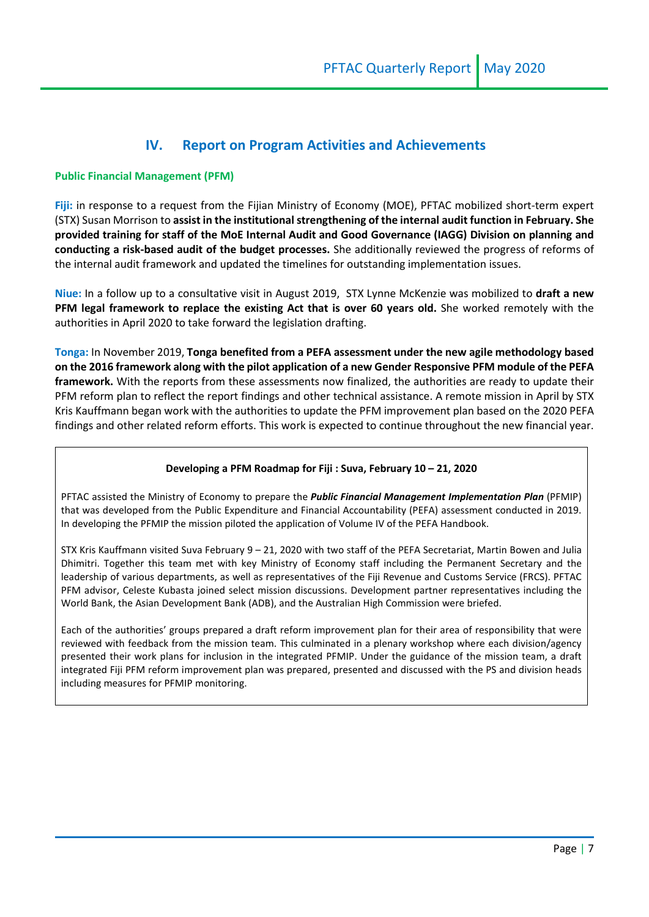## IV. Report on Program Activities and Achievements

### Public Financial Management (PFM)

**Fiji:** in response to a request from the Fijian Ministry of Economy (MOE), PFTAC mobilized short-term expert (STX) Susan Morrison to **assist in the institutional strengthening of the internal audit function in February. She provided training for staff of the MoE Internal Audit and Good Governance (IAGG) Division on planning and conducting a risk-based audit of the budget processes.** She additionally reviewed the progress of reforms of the internal audit framework and updated the timelines for outstanding implementation issues.

**Niue:** In a follow up to a consultative visit in August 2019, STX Lynne McKenzie was mobilized to **draft a new PFM legal framework to replace the existing Act that is over 60 years old.** She worked remotely with the authorities in April 2020 to take forward the legislation drafting.

**Tonga:** In November 2019, **Tonga benefited from a PEFA assessment under the new agile methodology based on the 2016 framework along with the pilot application of a new Gender Responsive PFM module of the PEFA framework.** With the reports from these assessments now finalized, the authorities are ready to update their PFM reform plan to reflect the report findings and other technical assistance. A remote mission in April by STX Kris Kauffmann began work with the authorities to update the PFM improvement plan based on the 2020 PEFA findings and other related reform efforts. This work is expected to continue throughout the new financial year.

**Developing a PFM Roadmap for Fiji : Suva, February 10 – 21, 2020**

PFTAC assisted the Ministry of Economy to prepare the ***Public Financial Management Implementation Plan*** (PFMIP) that was developed from the Public Expenditure and Financial Accountability (PEFA) assessment conducted in 2019. In developing the PFMIP the mission piloted the application of Volume IV of the PEFA Handbook.

STX Kris Kauffmann visited Suva February 9 – 21, 2020 with two staff of the PEFA Secretariat, Martin Bowen and Julia Dhimitri. Together this team met with key Ministry of Economy staff including the Permanent Secretary and the leadership of various departments, as well as representatives of the Fiji Revenue and Customs Service (FRCS). PFTAC PFM advisor, Celeste Kubasta joined select mission discussions. Development partner representatives including the World Bank, the Asian Development Bank (ADB), and the Australian High Commission were briefed.

Each of the authorities' groups prepared a draft reform improvement plan for their area of responsibility that were reviewed with feedback from the mission team. This culminated in a plenary workshop where each division/agency presented their work plans for inclusion in the integrated PFMIP. Under the guidance of the mission team, a draft integrated Fiji PFM reform improvement plan was prepared, presented and discussed with the PS and division heads including measures for PFMIP monitoring.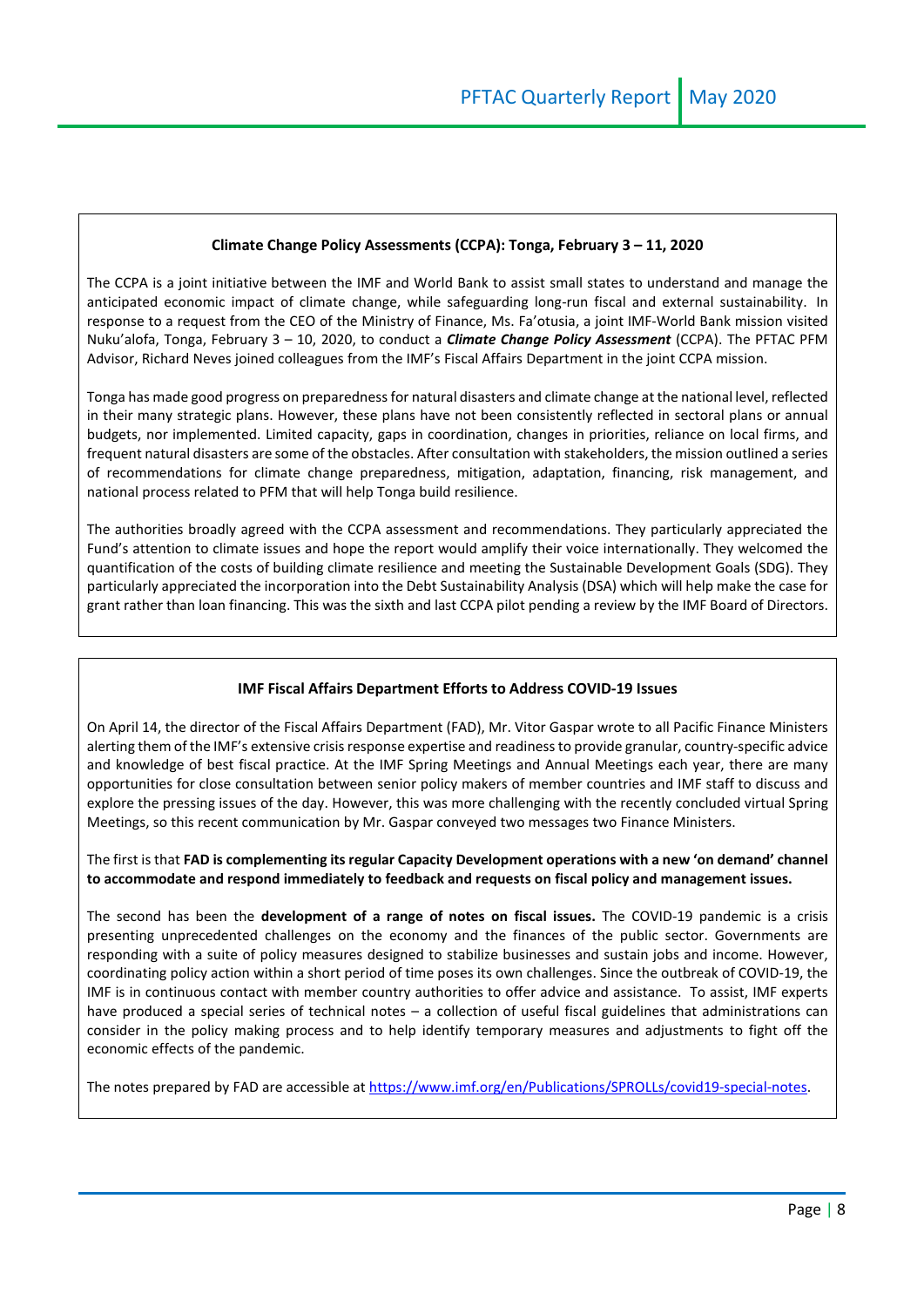### Climate Change Policy Assessments (CCPA): Tonga, February 3 – 11, 2020

The CCPA is a joint initiative between the IMF and World Bank to assist small states to understand and manage the anticipated economic impact of climate change, while safeguarding long-run fiscal and external sustainability. In response to a request from the CEO of the Ministry of Finance, Ms. Fa'otusia, a joint IMF-World Bank mission visited Nuku'alofa, Tonga, February 3 – 10, 2020, to conduct a ***Climate Change Policy Assessment*** (CCPA). The PFTAC PFM Advisor, Richard Neves joined colleagues from the IMF's Fiscal Affairs Department in the joint CCPA mission.

Tonga has made good progress on preparedness for natural disasters and climate change at the national level, reflected in their many strategic plans. However, these plans have not been consistently reflected in sectoral plans or annual budgets, nor implemented. Limited capacity, gaps in coordination, changes in priorities, reliance on local firms, and frequent natural disasters are some of the obstacles. After consultation with stakeholders, the mission outlined a series of recommendations for climate change preparedness, mitigation, adaptation, financing, risk management, and national process related to PFM that will help Tonga build resilience.

The authorities broadly agreed with the CCPA assessment and recommendations. They particularly appreciated the Fund's attention to climate issues and hope the report would amplify their voice internationally. They welcomed the quantification of the costs of building climate resilience and meeting the Sustainable Development Goals (SDG). They particularly appreciated the incorporation into the Debt Sustainability Analysis (DSA) which will help make the case for grant rather than loan financing. This was the sixth and last CCPA pilot pending a review by the IMF Board of Directors.

### IMF Fiscal Affairs Department Efforts to Address COVID-19 Issues

On April 14, the director of the Fiscal Affairs Department (FAD), Mr. Vitor Gaspar wrote to all Pacific Finance Ministers alerting them of the IMF's extensive crisis response expertise and readiness to provide granular, country-specific advice and knowledge of best fiscal practice. At the IMF Spring Meetings and Annual Meetings each year, there are many opportunities for close consultation between senior policy makers of member countries and IMF staff to discuss and explore the pressing issues of the day. However, this was more challenging with the recently concluded virtual Spring Meetings, so this recent communication by Mr. Gaspar conveyed two messages two Finance Ministers.

The first is that **FAD is complementing its regular Capacity Development operations with a new 'on demand' channel to accommodate and respond immediately to feedback and requests on fiscal policy and management issues.**

The second has been the **development of a range of notes on fiscal issues.** The COVID-19 pandemic is a crisis presenting unprecedented challenges on the economy and the finances of the public sector. Governments are responding with a suite of policy measures designed to stabilize businesses and sustain jobs and income. However, coordinating policy action within a short period of time poses its own challenges. Since the outbreak of COVID-19, the IMF is in continuous contact with member country authorities to offer advice and assistance. To assist, IMF experts have produced a special series of technical notes – a collection of useful fiscal guidelines that administrations can consider in the policy making process and to help identify temporary measures and adjustments to fight off the economic effects of the pandemic.

The notes prepared by FAD are accessible at [https://www.imf.org/en/Publications/SPROLLs/covid19-special-notes](https://www.imf.org/en/Publications/SPROLLs/covid19-special-notes).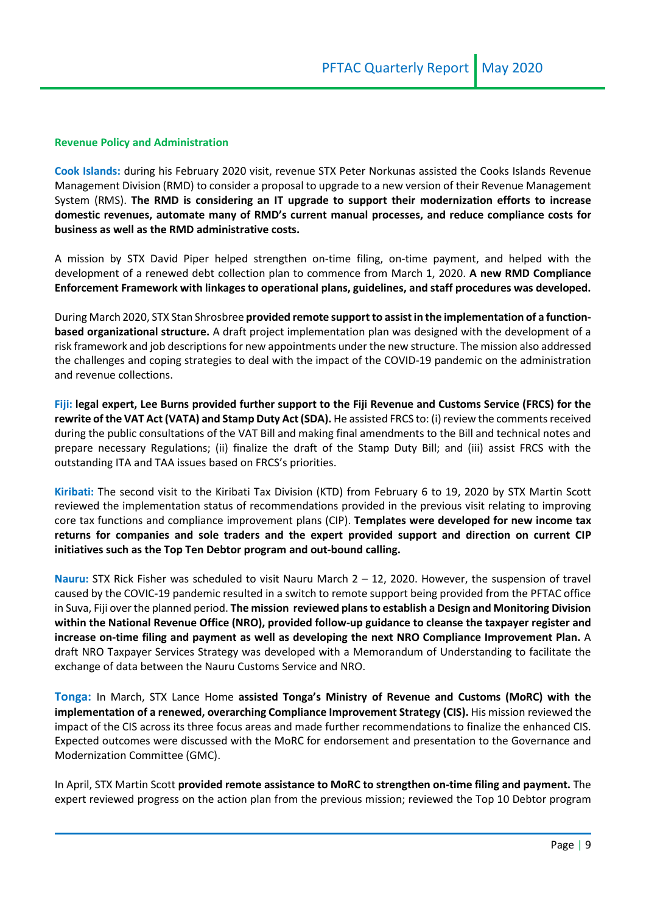## Revenue Policy and Administration

**Cook Islands:** during his February 2020 visit, revenue STX Peter Norkunas assisted the Cooks Islands Revenue Management Division (RMD) to consider a proposal to upgrade to a new version of their Revenue Management System (RMS). **The RMD is considering an IT upgrade to support their modernization efforts to increase domestic revenues, automate many of RMD's current manual processes, and reduce compliance costs for business as well as the RMD administrative costs.**

A mission by STX David Piper helped strengthen on-time filing, on-time payment, and helped with the development of a renewed debt collection plan to commence from March 1, 2020. **A new RMD Compliance Enforcement Framework with linkages to operational plans, guidelines, and staff procedures was developed.**

During March 2020, STX Stan Shrosbree **provided remote support to assist in the implementation of a function-based organizational structure.** A draft project implementation plan was designed with the development of a risk framework and job descriptions for new appointments under the new structure. The mission also addressed the challenges and coping strategies to deal with the impact of the COVID-19 pandemic on the administration and revenue collections.

**Fiji: legal expert, Lee Burns provided further support to the Fiji Revenue and Customs Service (FRCS) for the rewrite of the VAT Act (VATA) and Stamp Duty Act (SDA).** He assisted FRCS to: (i) review the comments received during the public consultations of the VAT Bill and making final amendments to the Bill and technical notes and prepare necessary Regulations; (ii) finalize the draft of the Stamp Duty Bill; and (iii) assist FRCS with the outstanding ITA and TAA issues based on FRCS's priorities.

**Kiribati:** The second visit to the Kiribati Tax Division (KTD) from February 6 to 19, 2020 by STX Martin Scott reviewed the implementation status of recommendations provided in the previous visit relating to improving core tax functions and compliance improvement plans (CIP). **Templates were developed for new income tax returns for companies and sole traders and the expert provided support and direction on current CIP initiatives such as the Top Ten Debtor program and out-bound calling.**

**Nauru:** STX Rick Fisher was scheduled to visit Nauru March 2 – 12, 2020. However, the suspension of travel caused by the COVIC-19 pandemic resulted in a switch to remote support being provided from the PFTAC office in Suva, Fiji over the planned period. **The mission reviewed plans to establish a Design and Monitoring Division within the National Revenue Office (NRO), provided follow-up guidance to cleanse the taxpayer register and increase on-time filing and payment as well as developing the next NRO Compliance Improvement Plan.** A draft NRO Taxpayer Services Strategy was developed with a Memorandum of Understanding to facilitate the exchange of data between the Nauru Customs Service and NRO.

**Tonga:** In March, STX Lance Home **assisted Tonga's Ministry of Revenue and Customs (MoRC) with the implementation of a renewed, overarching Compliance Improvement Strategy (CIS).** His mission reviewed the impact of the CIS across its three focus areas and made further recommendations to finalize the enhanced CIS. Expected outcomes were discussed with the MoRC for endorsement and presentation to the Governance and Modernization Committee (GMC).

In April, STX Martin Scott **provided remote assistance to MoRC to strengthen on-time filing and payment.** The expert reviewed progress on the action plan from the previous mission; reviewed the Top 10 Debtor program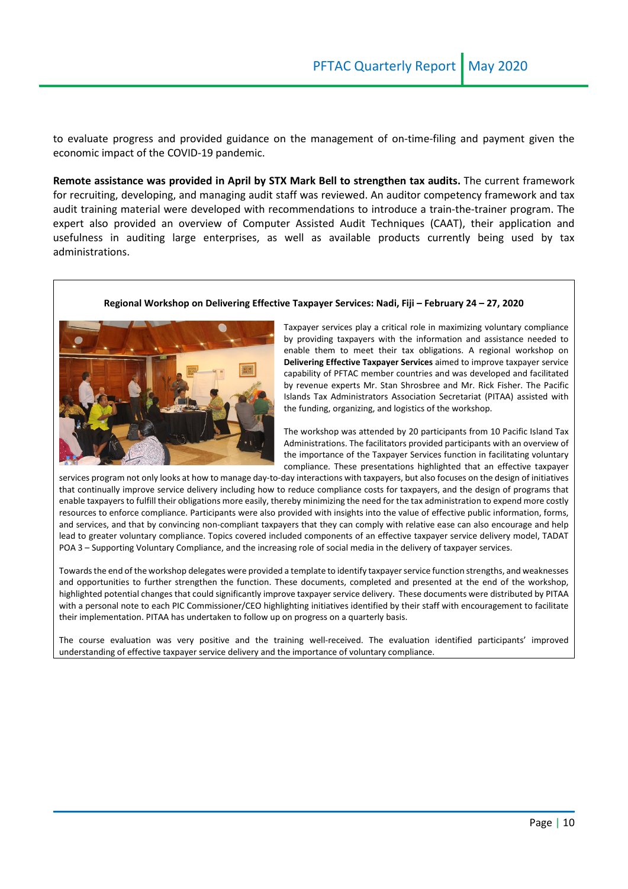to evaluate progress and provided guidance on the management of on-time-filing and payment given the economic impact of the COVID-19 pandemic.

**Remote assistance was provided in April by STX Mark Bell to strengthen tax audits.** The current framework for recruiting, developing, and managing audit staff was reviewed. An auditor competency framework and tax audit training material were developed with recommendations to introduce a train-the-trainer program. The expert also provided an overview of Computer Assisted Audit Techniques (CAAT), their application and usefulness in auditing large enterprises, as well as available products currently being used by tax administrations.

**Regional Workshop on Delivering Effective Taxpayer Services: Nadi, Fiji – February 24 – 27, 2020**

Taxpayer services play a critical role in maximizing voluntary compliance by providing taxpayers with the information and assistance needed to enable them to meet their tax obligations. A regional workshop on **Delivering Effective Taxpayer Services** aimed to improve taxpayer service capability of PFTAC member countries and was developed and facilitated by revenue experts Mr. Stan Shrosbree and Mr. Rick Fisher. The Pacific Islands Tax Administrators Association Secretariat (PITAA) assisted with the funding, organizing, and logistics of the workshop.

The workshop was attended by 20 participants from 10 Pacific Island Tax Administrations. The facilitators provided participants with an overview of the importance of the Taxpayer Services function in facilitating voluntary compliance. These presentations highlighted that an effective taxpayer services program not only looks at how to manage day-to-day interactions with taxpayers, but also focuses on the design of initiatives that continually improve service delivery including how to reduce compliance costs for taxpayers, and the design of programs that enable taxpayers to fulfill their obligations more easily, thereby minimizing the need for the tax administration to expend more costly resources to enforce compliance. Participants were also provided with insights into the value of effective public information, forms, and services, and that by convincing non-compliant taxpayers that they can comply with relative ease can also encourage and help lead to greater voluntary compliance. Topics covered included components of an effective taxpayer service delivery model, TADAT POA 3 – Supporting Voluntary Compliance, and the increasing role of social media in the delivery of taxpayer services.

Towards the end of the workshop delegates were provided a template to identify taxpayer service function strengths, and weaknesses and opportunities to further strengthen the function. These documents, completed and presented at the end of the workshop, highlighted potential changes that could significantly improve taxpayer service delivery. These documents were distributed by PITAA with a personal note to each PIC Commissioner/CEO highlighting initiatives identified by their staff with encouragement to facilitate their implementation. PITAA has undertaken to follow up on progress on a quarterly basis.

The course evaluation was very positive and the training well-received. The evaluation identified participants' improved understanding of effective taxpayer service delivery and the importance of voluntary compliance.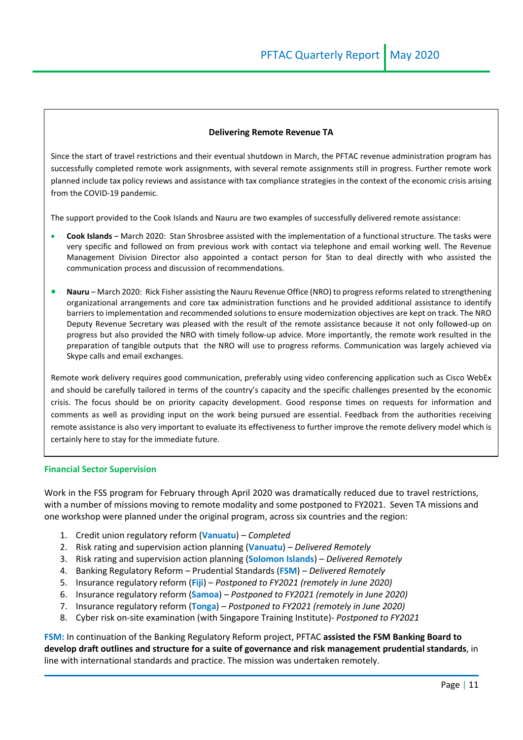**Delivering Remote Revenue TA**

Since the start of travel restrictions and their eventual shutdown in March, the PFTAC revenue administration program has successfully completed remote work assignments, with several remote assignments still in progress. Further remote work planned include tax policy reviews and assistance with tax compliance strategies in the context of the economic crisis arising from the COVID-19 pandemic.

The support provided to the Cook Islands and Nauru are two examples of successfully delivered remote assistance:

- **Cook Islands** – March 2020: Stan Shrosbree assisted with the implementation of a functional structure. The tasks were very specific and followed on from previous work with contact via telephone and email working well. The Revenue Management Division Director also appointed a contact person for Stan to deal directly with who assisted the communication process and discussion of recommendations.

- **Nauru** – March 2020: Rick Fisher assisting the Nauru Revenue Office (NRO) to progress reforms related to strengthening organizational arrangements and core tax administration functions and he provided additional assistance to identify barriers to implementation and recommended solutions to ensure modernization objectives are kept on track. The NRO Deputy Revenue Secretary was pleased with the result of the remote assistance because it not only followed-up on progress but also provided the NRO with timely follow-up advice. More importantly, the remote work resulted in the preparation of tangible outputs that the NRO will use to progress reforms. Communication was largely achieved via Skype calls and email exchanges.

Remote work delivery requires good communication, preferably using video conferencing application such as Cisco WebEx and should be carefully tailored in terms of the country's capacity and the specific challenges presented by the economic crisis. The focus should be on priority capacity development. Good response times on requests for information and comments as well as providing input on the work being pursued are essential. Feedback from the authorities receiving remote assistance is also very important to evaluate its effectiveness to further improve the remote delivery model which is certainly here to stay for the immediate future.

### Financial Sector Supervision

Work in the FSS program for February through April 2020 was dramatically reduced due to travel restrictions, with a number of missions moving to remote modality and some postponed to FY2021. Seven TA missions and one workshop were planned under the original program, across six countries and the region:

1. Credit union regulatory reform (**Vanuatu**) – *Completed*
2. Risk rating and supervision action planning (**Vanuatu**) – *Delivered Remotely*
3. Risk rating and supervision action planning (**Solomon Islands**) – *Delivered Remotely*
4. Banking Regulatory Reform – Prudential Standards (**FSM**) – *Delivered Remotely*
5. Insurance regulatory reform (**Fiji**) – *Postponed to FY2021 (remotely in June 2020)*
6. Insurance regulatory reform (**Samoa**) – *Postponed to FY2021 (remotely in June 2020)*
7. Insurance regulatory reform (**Tonga**) – *Postponed to FY2021 (remotely in June 2020)*
8. Cyber risk on-site examination (with Singapore Training Institute)- *Postponed to FY2021*

**FSM:** In continuation of the Banking Regulatory Reform project, PFTAC **assisted the FSM Banking Board to develop draft outlines and structure for a suite of governance and risk management prudential standards**, in line with international standards and practice. The mission was undertaken remotely.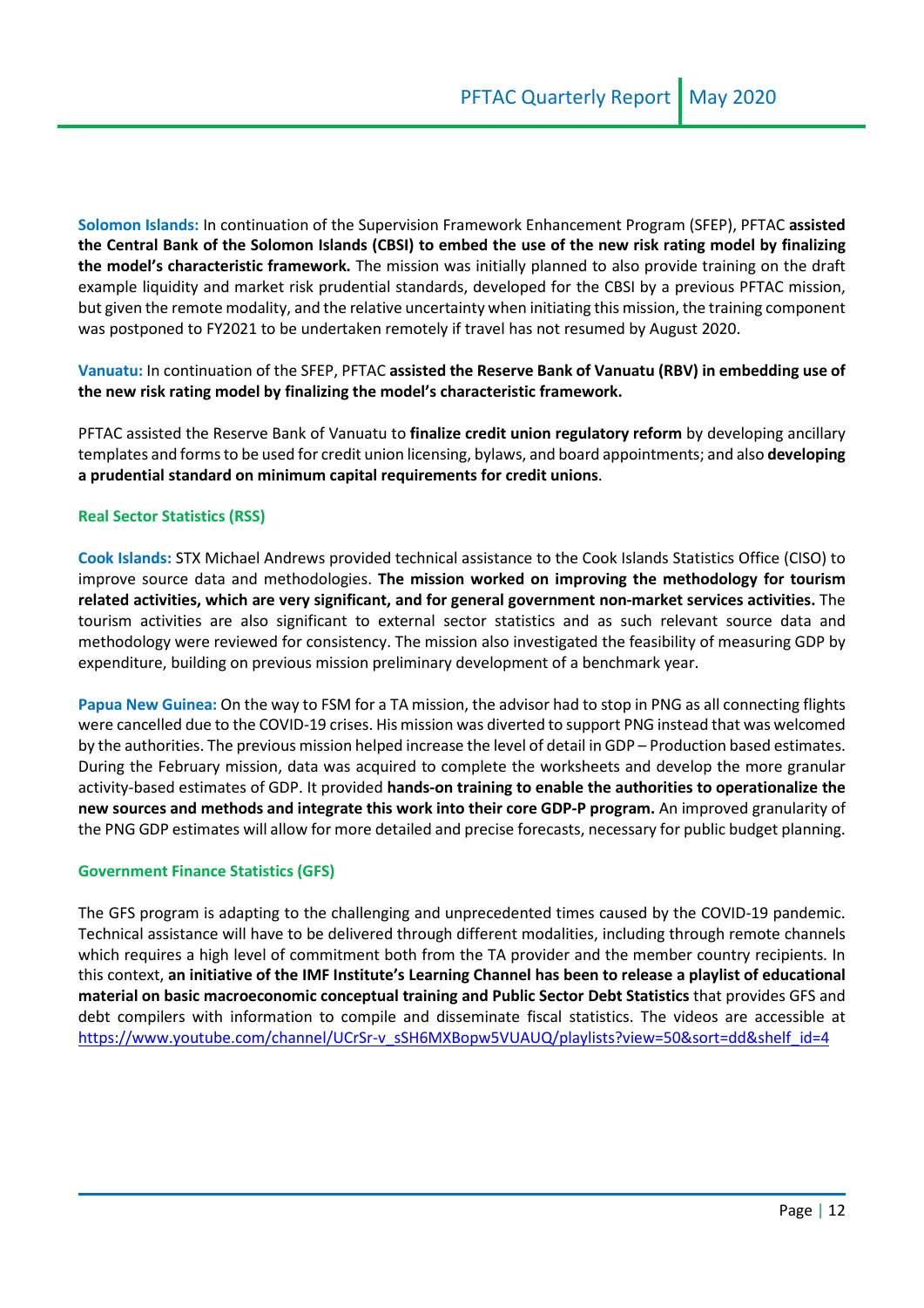**Solomon Islands:** In continuation of the Supervision Framework Enhancement Program (SFEP), PFTAC **assisted the Central Bank of the Solomon Islands (CBSI) to embed the use of the new risk rating model by finalizing the model's characteristic framework.** The mission was initially planned to also provide training on the draft example liquidity and market risk prudential standards, developed for the CBSI by a previous PFTAC mission, but given the remote modality, and the relative uncertainty when initiating this mission, the training component was postponed to FY2021 to be undertaken remotely if travel has not resumed by August 2020.

**Vanuatu:** In continuation of the SFEP, PFTAC **assisted the Reserve Bank of Vanuatu (RBV) in embedding use of the new risk rating model by finalizing the model's characteristic framework.**

PFTAC assisted the Reserve Bank of Vanuatu to **finalize credit union regulatory reform** by developing ancillary templates and forms to be used for credit union licensing, bylaws, and board appointments; and also **developing a prudential standard on minimum capital requirements for credit unions**.

### Real Sector Statistics (RSS)

**Cook Islands:** STX Michael Andrews provided technical assistance to the Cook Islands Statistics Office (CISO) to improve source data and methodologies. **The mission worked on improving the methodology for tourism related activities, which are very significant, and for general government non-market services activities.** The tourism activities are also significant to external sector statistics and as such relevant source data and methodology were reviewed for consistency. The mission also investigated the feasibility of measuring GDP by expenditure, building on previous mission preliminary development of a benchmark year.

**Papua New Guinea:** On the way to FSM for a TA mission, the advisor had to stop in PNG as all connecting flights were cancelled due to the COVID-19 crises. His mission was diverted to support PNG instead that was welcomed by the authorities. The previous mission helped increase the level of detail in GDP – Production based estimates. During the February mission, data was acquired to complete the worksheets and develop the more granular activity-based estimates of GDP. It provided **hands-on training to enable the authorities to operationalize the new sources and methods and integrate this work into their core GDP-P program.** An improved granularity of the PNG GDP estimates will allow for more detailed and precise forecasts, necessary for public budget planning.

### Government Finance Statistics (GFS)

The GFS program is adapting to the challenging and unprecedented times caused by the COVID-19 pandemic. Technical assistance will have to be delivered through different modalities, including through remote channels which requires a high level of commitment both from the TA provider and the member country recipients. In this context, **an initiative of the IMF Institute's Learning Channel has been to release a playlist of educational material on basic macroeconomic conceptual training and Public Sector Debt Statistics** that provides GFS and debt compilers with information to compile and disseminate fiscal statistics. The videos are accessible at https://www.youtube.com/channel/UCrSr-v_sSH6MXBopw5VUAUQ/playlists?view=50&sort=dd&shelf_id=4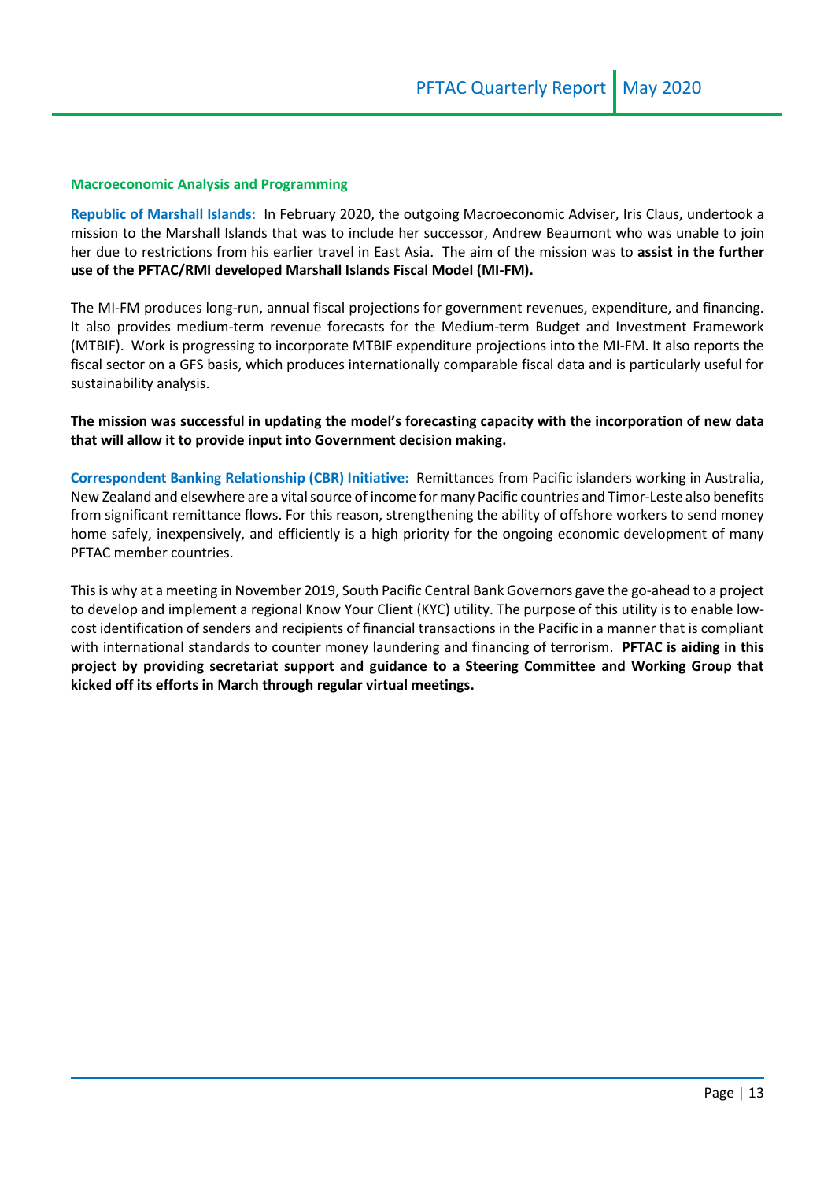### Macroeconomic Analysis and Programming

**Republic of Marshall Islands:** In February 2020, the outgoing Macroeconomic Adviser, Iris Claus, undertook a mission to the Marshall Islands that was to include her successor, Andrew Beaumont who was unable to join her due to restrictions from his earlier travel in East Asia. The aim of the mission was to **assist in the further use of the PFTAC/RMI developed Marshall Islands Fiscal Model (MI-FM).**

The MI-FM produces long-run, annual fiscal projections for government revenues, expenditure, and financing. It also provides medium-term revenue forecasts for the Medium-term Budget and Investment Framework (MTBIF). Work is progressing to incorporate MTBIF expenditure projections into the MI-FM. It also reports the fiscal sector on a GFS basis, which produces internationally comparable fiscal data and is particularly useful for sustainability analysis.

**The mission was successful in updating the model's forecasting capacity with the incorporation of new data that will allow it to provide input into Government decision making.**

**Correspondent Banking Relationship (CBR) Initiative:** Remittances from Pacific islanders working in Australia, New Zealand and elsewhere are a vital source of income for many Pacific countries and Timor-Leste also benefits from significant remittance flows. For this reason, strengthening the ability of offshore workers to send money home safely, inexpensively, and efficiently is a high priority for the ongoing economic development of many PFTAC member countries.

This is why at a meeting in November 2019, South Pacific Central Bank Governors gave the go-ahead to a project to develop and implement a regional Know Your Client (KYC) utility. The purpose of this utility is to enable low-cost identification of senders and recipients of financial transactions in the Pacific in a manner that is compliant with international standards to counter money laundering and financing of terrorism. **PFTAC is aiding in this project by providing secretariat support and guidance to a Steering Committee and Working Group that kicked off its efforts in March through regular virtual meetings.**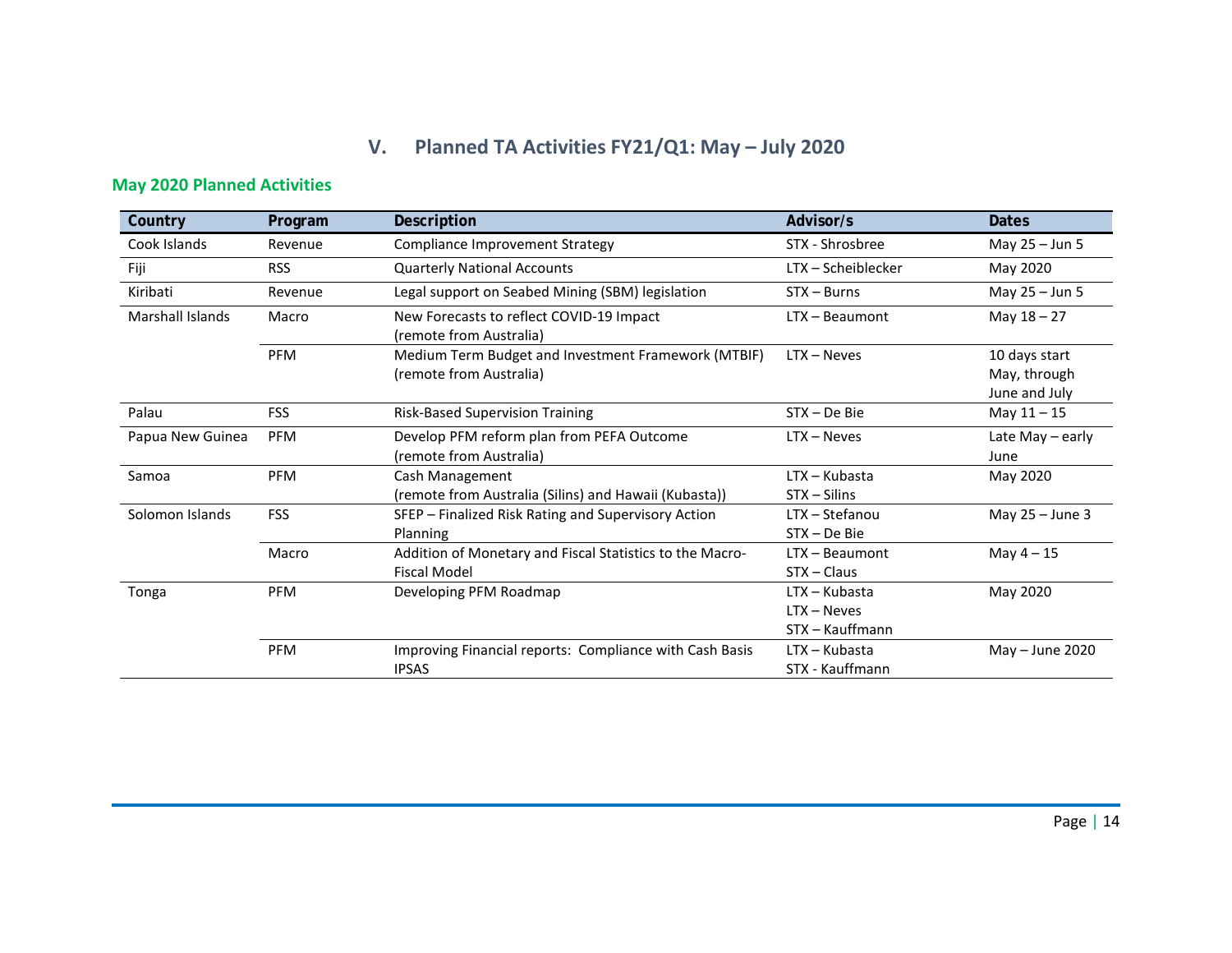# V. Planned TA Activities FY21/Q1: May – July 2020

## May 2020 Planned Activities

| Country | Program | Description | Advisor/s | Dates |
|---|---|---|---|---|
| Cook Islands | Revenue | Compliance Improvement Strategy | STX - Shrosbree | May 25 – Jun 5 |
| Fiji | RSS | Quarterly National Accounts | LTX – Scheiblecker | May 2020 |
| Kiribati | Revenue | Legal support on Seabed Mining (SBM) legislation | STX – Burns | May 25 – Jun 5 |
| Marshall Islands | Macro | New Forecasts to reflect COVID-19 Impact (remote from Australia) | LTX – Beaumont | May 18 – 27 |
| | PFM | Medium Term Budget and Investment Framework (MTBIF) (remote from Australia) | LTX – Neves | 10 days start May, through June and July |
| Palau | FSS | Risk-Based Supervision Training | STX – De Bie | May 11 – 15 |
| Papua New Guinea | PFM | Develop PFM reform plan from PEFA Outcome (remote from Australia) | LTX – Neves | Late May – early June |
| Samoa | PFM | Cash Management (remote from Australia (Silins) and Hawaii (Kubasta)) | LTX – Kubasta<br>STX – Silins | May 2020 |
| Solomon Islands | FSS | SFEP – Finalized Risk Rating and Supervisory Action Planning | LTX – Stefanou<br>STX – De Bie | May 25 – June 3 |
| | Macro | Addition of Monetary and Fiscal Statistics to the Macro-Fiscal Model | LTX – Beaumont<br>STX – Claus | May 4 – 15 |
| Tonga | PFM | Developing PFM Roadmap | LTX – Kubasta<br>LTX – Neves<br>STX – Kauffmann | May 2020 |
| | PFM | Improving Financial reports: Compliance with Cash Basis IPSAS | LTX – Kubasta<br>STX - Kauffmann | May – June 2020 |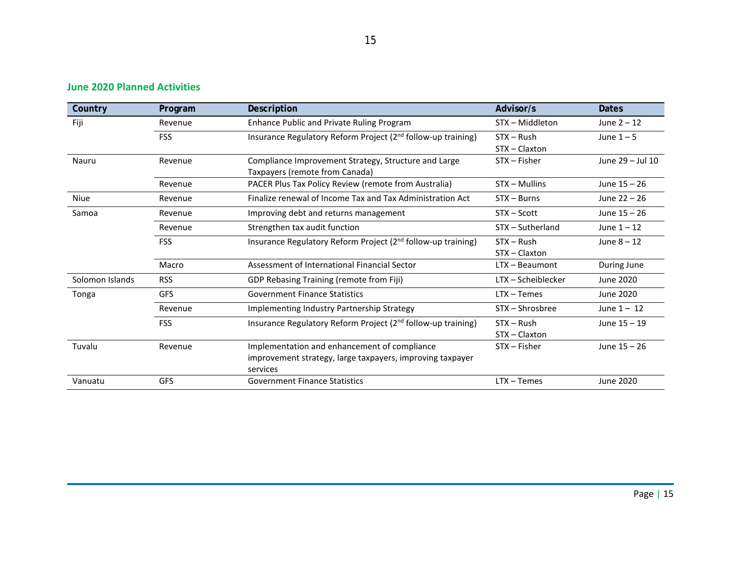### June 2020 Planned Activities

| Country | Program | Description | Advisor/s | Dates |
|---|---|---|---|---|
| Fiji | Revenue | Enhance Public and Private Ruling Program | STX – Middleton | June 2 – 12 |
| | FSS | Insurance Regulatory Reform Project (2nd follow-up training) | STX – Rush<br>STX – Claxton | June 1 – 5 |
| Nauru | Revenue | Compliance Improvement Strategy, Structure and Large Taxpayers (remote from Canada) | STX – Fisher | June 29 – Jul 10 |
| | Revenue | PACER Plus Tax Policy Review (remote from Australia) | STX – Mullins | June 15 – 26 |
| Niue | Revenue | Finalize renewal of Income Tax and Tax Administration Act | STX – Burns | June 22 – 26 |
| Samoa | Revenue | Improving debt and returns management | STX – Scott | June 15 – 26 |
| | Revenue | Strengthen tax audit function | STX – Sutherland | June 1 – 12 |
| | FSS | Insurance Regulatory Reform Project (2nd follow-up training) | STX – Rush<br>STX – Claxton | June 8 – 12 |
| | Macro | Assessment of International Financial Sector | LTX – Beaumont | During June |
| Solomon Islands | RSS | GDP Rebasing Training (remote from Fiji) | LTX – Scheiblecker | June 2020 |
| Tonga | GFS | Government Finance Statistics | LTX – Temes | June 2020 |
| | Revenue | Implementing Industry Partnership Strategy | STX – Shrosbree | June 1 – 12 |
| | FSS | Insurance Regulatory Reform Project (2nd follow-up training) | STX – Rush<br>STX – Claxton | June 15 – 19 |
| Tuvalu | Revenue | Implementation and enhancement of compliance improvement strategy, large taxpayers, improving taxpayer services | STX – Fisher | June 15 – 26 |
| Vanuatu | GFS | Government Finance Statistics | LTX – Temes | June 2020 |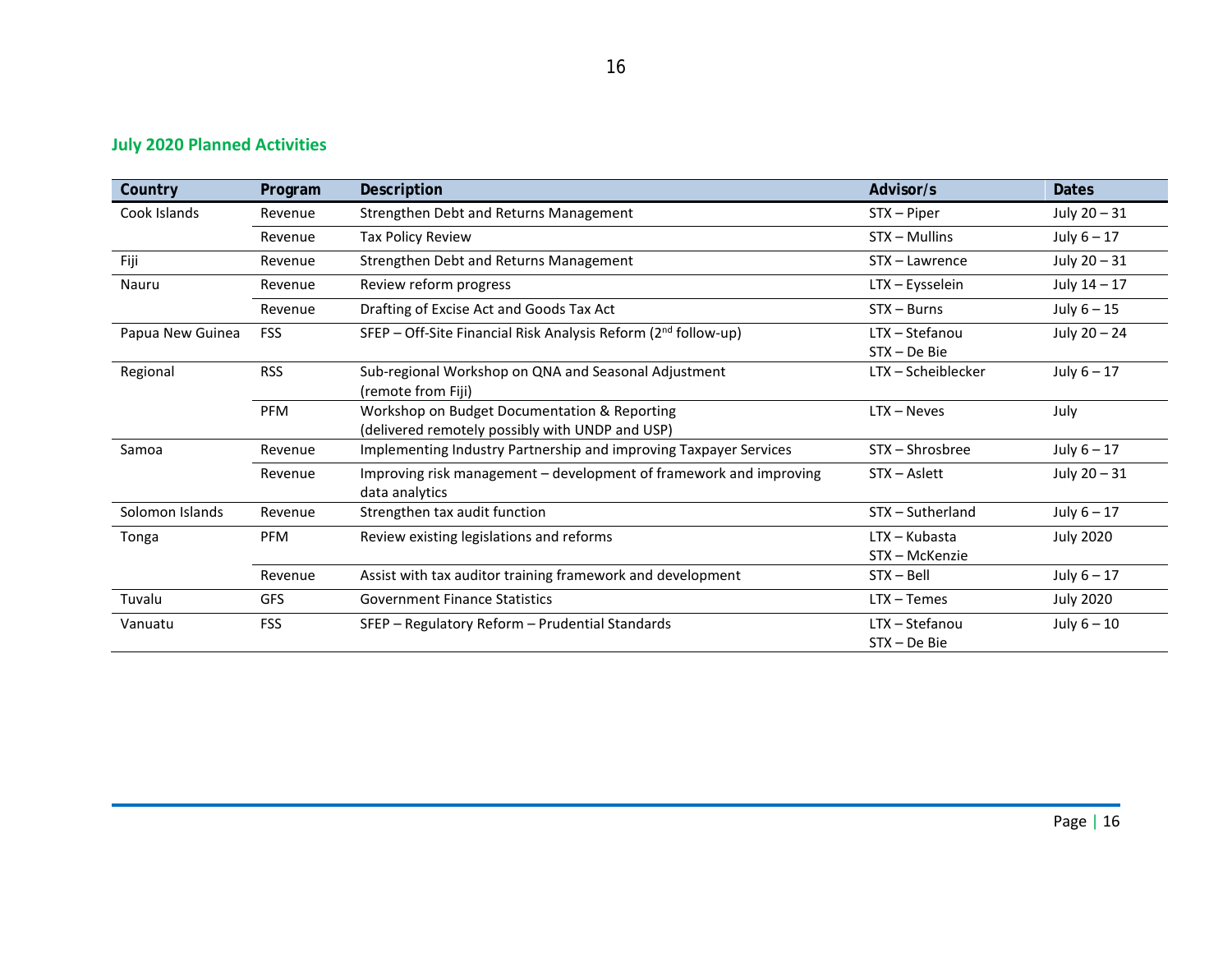## July 2020 Planned Activities

| Country | Program | Description | Advisor/s | Dates |
|---|---|---|---|---|
| Cook Islands | Revenue | Strengthen Debt and Returns Management | STX – Piper | July 20 – 31 |
| | Revenue | Tax Policy Review | STX – Mullins | July 6 – 17 |
| Fiji | Revenue | Strengthen Debt and Returns Management | STX – Lawrence | July 20 – 31 |
| Nauru | Revenue | Review reform progress | LTX – Eysselein | July 14 – 17 |
| | Revenue | Drafting of Excise Act and Goods Tax Act | STX – Burns | July 6 – 15 |
| Papua New Guinea | FSS | SFEP – Off-Site Financial Risk Analysis Reform (2nd follow-up) | LTX – Stefanou<br>STX – De Bie | July 20 – 24 |
| Regional | RSS | Sub-regional Workshop on QNA and Seasonal Adjustment (remote from Fiji) | LTX – Scheiblecker | July 6 – 17 |
| | PFM | Workshop on Budget Documentation & Reporting (delivered remotely possibly with UNDP and USP) | LTX – Neves | July |
| Samoa | Revenue | Implementing Industry Partnership and improving Taxpayer Services | STX – Shrosbree | July 6 – 17 |
| | Revenue | Improving risk management – development of framework and improving data analytics | STX – Aslett | July 20 – 31 |
| Solomon Islands | Revenue | Strengthen tax audit function | STX – Sutherland | July 6 – 17 |
| Tonga | PFM | Review existing legislations and reforms | LTX – Kubasta<br>STX – McKenzie | July 2020 |
| | Revenue | Assist with tax auditor training framework and development | STX – Bell | July 6 – 17 |
| Tuvalu | GFS | Government Finance Statistics | LTX – Temes | July 2020 |
| Vanuatu | FSS | SFEP – Regulatory Reform – Prudential Standards | LTX – Stefanou<br>STX – De Bie | July 6 – 10 |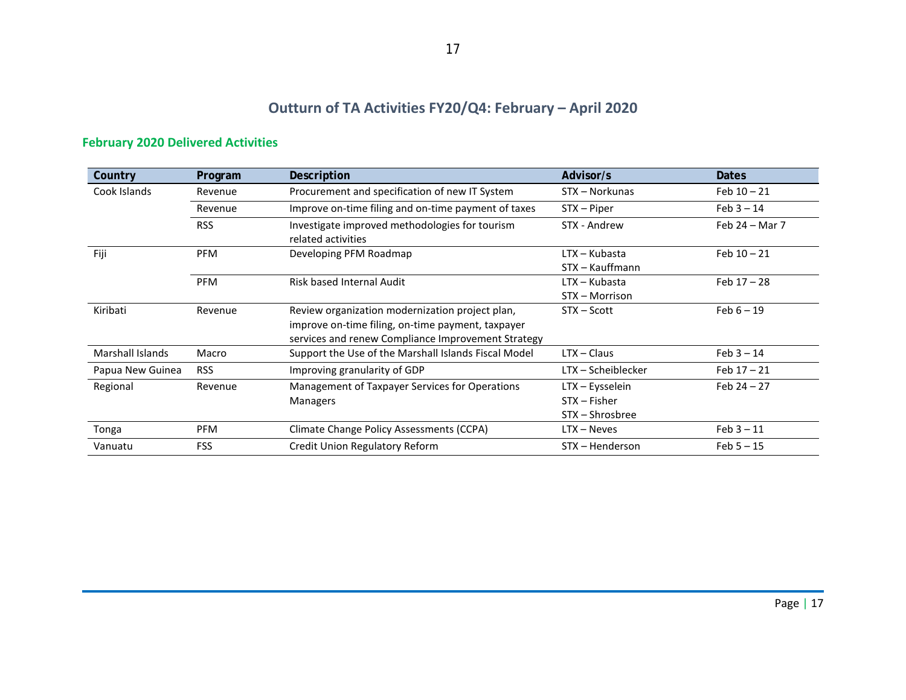# Outturn of TA Activities FY20/Q4: February – April 2020

## February 2020 Delivered Activities

| Country | Program | Description | Advisor/s | Dates |
|---|---|---|---|---|
| Cook Islands | Revenue | Procurement and specification of new IT System | STX – Norkunas | Feb 10 – 21 |
| | Revenue | Improve on-time filing and on-time payment of taxes | STX – Piper | Feb 3 – 14 |
| | RSS | Investigate improved methodologies for tourism related activities | STX - Andrew | Feb 24 – Mar 7 |
| Fiji | PFM | Developing PFM Roadmap | LTX – Kubasta<br>STX – Kauffmann | Feb 10 – 21 |
| | PFM | Risk based Internal Audit | LTX – Kubasta<br>STX – Morrison | Feb 17 – 28 |
| Kiribati | Revenue | Review organization modernization project plan, improve on-time filing, on-time payment, taxpayer services and renew Compliance Improvement Strategy | STX – Scott | Feb 6 – 19 |
| Marshall Islands | Macro | Support the Use of the Marshall Islands Fiscal Model | LTX – Claus | Feb 3 – 14 |
| Papua New Guinea | RSS | Improving granularity of GDP | LTX – Scheiblecker | Feb 17 – 21 |
| Regional | Revenue | Management of Taxpayer Services for Operations Managers | LTX – Eysselein<br>STX – Fisher<br>STX – Shrosbree | Feb 24 – 27 |
| Tonga | PFM | Climate Change Policy Assessments (CCPA) | LTX – Neves | Feb 3 – 11 |
| Vanuatu | FSS | Credit Union Regulatory Reform | STX – Henderson | Feb 5 – 15 |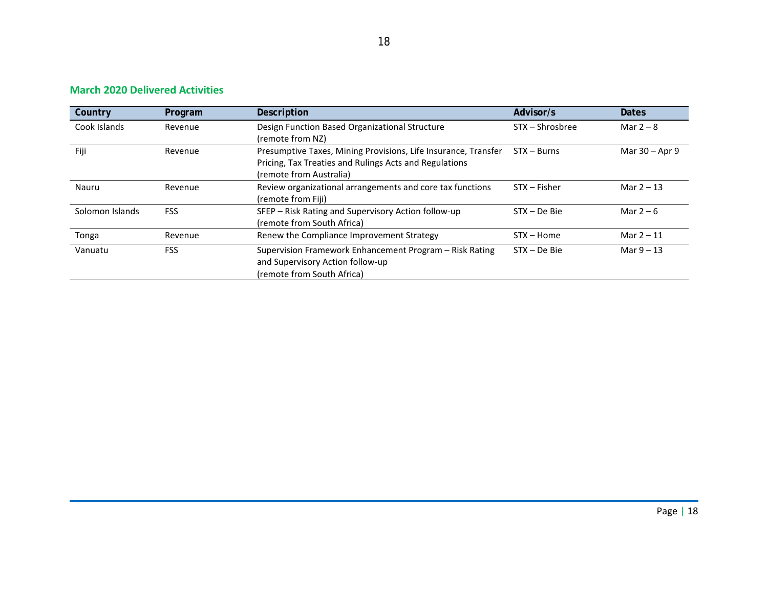### March 2020 Delivered Activities

| Country | Program | Description | Advisor/s | Dates |
|---|---|---|---|---|
| Cook Islands | Revenue | Design Function Based Organizational Structure (remote from NZ) | STX – Shrosbree | Mar 2 – 8 |
| Fiji | Revenue | Presumptive Taxes, Mining Provisions, Life Insurance, Transfer Pricing, Tax Treaties and Rulings Acts and Regulations (remote from Australia) | STX – Burns | Mar 30 – Apr 9 |
| Nauru | Revenue | Review organizational arrangements and core tax functions (remote from Fiji) | STX – Fisher | Mar 2 – 13 |
| Solomon Islands | FSS | SFEP – Risk Rating and Supervisory Action follow-up (remote from South Africa) | STX – De Bie | Mar 2 – 6 |
| Tonga | Revenue | Renew the Compliance Improvement Strategy | STX – Home | Mar 2 – 11 |
| Vanuatu | FSS | Supervision Framework Enhancement Program – Risk Rating and Supervisory Action follow-up (remote from South Africa) | STX – De Bie | Mar 9 – 13 |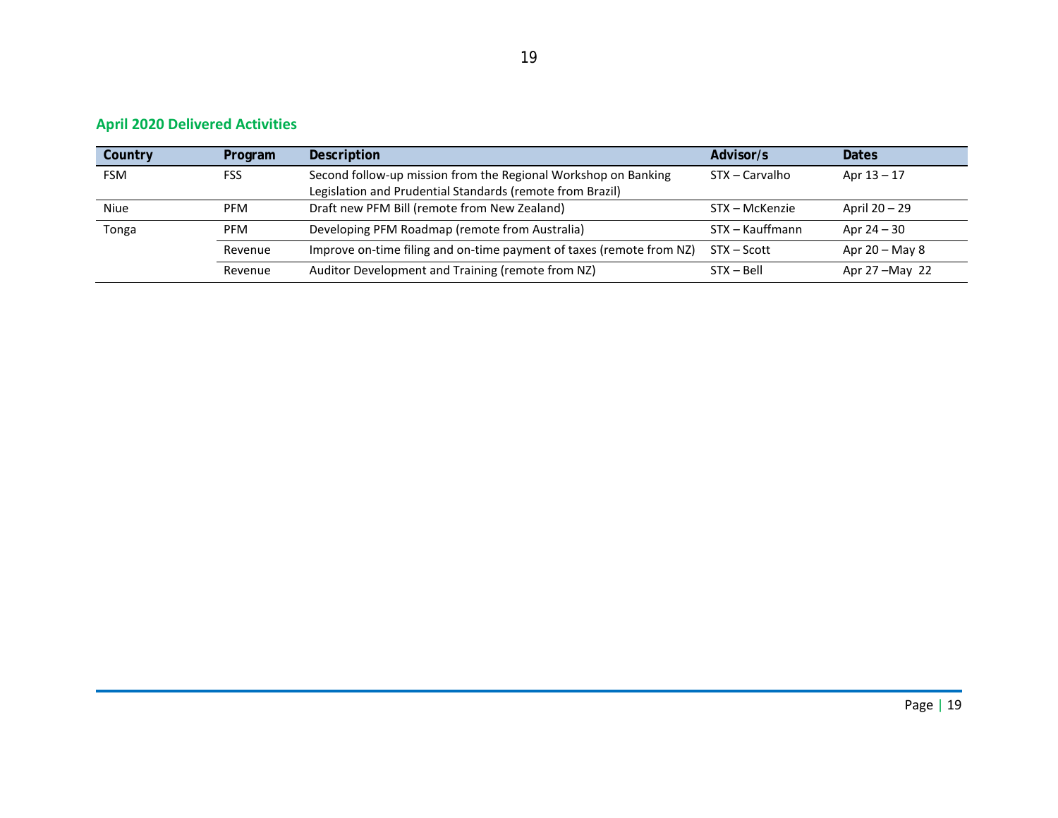## April 2020 Delivered Activities

| Country | Program | Description | Advisor/s | Dates |
|---|---|---|---|---|
| FSM | FSS | Second follow-up mission from the Regional Workshop on Banking Legislation and Prudential Standards (remote from Brazil) | STX – Carvalho | Apr 13 – 17 |
| Niue | PFM | Draft new PFM Bill (remote from New Zealand) | STX – McKenzie | April 20 – 29 |
| Tonga | PFM | Developing PFM Roadmap (remote from Australia) | STX – Kauffmann | Apr 24 – 30 |
| | Revenue | Improve on-time filing and on-time payment of taxes (remote from NZ) | STX – Scott | Apr 20 – May 8 |
| | Revenue | Auditor Development and Training (remote from NZ) | STX – Bell | Apr 27 –May 22 |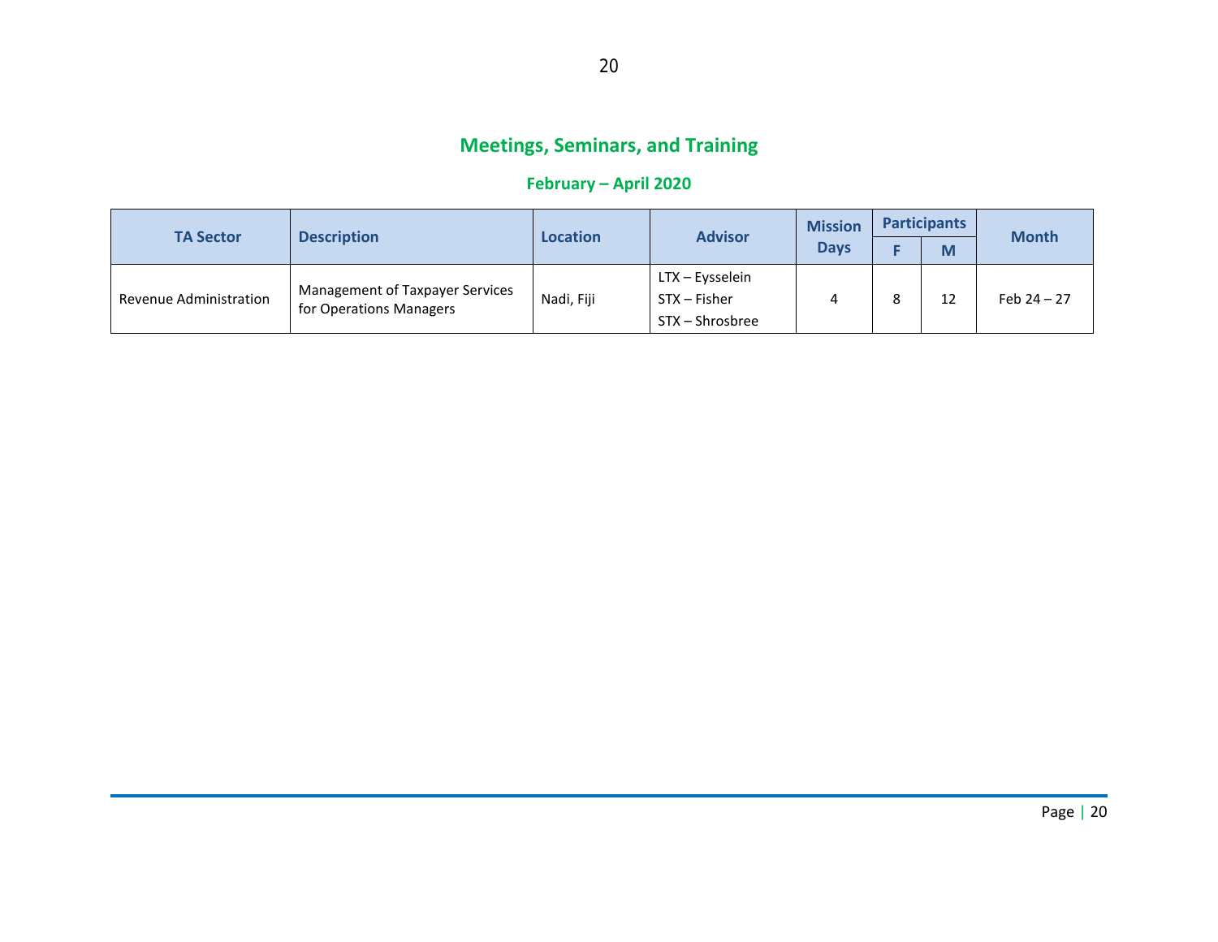## Meetings, Seminars, and Training

### February – April 2020

| TA Sector | Description | Location | Advisor | Mission Days | Participants | | Month |
|---|---|---|---|---|---|---|---|
| | | | | | F | M | |
| Revenue Administration | Management of Taxpayer Services for Operations Managers | Nadi, Fiji | LTX – Eysselein<br>STX – Fisher<br>STX – Shrosbree | 4 | 8 | 12 | Feb 24 – 27 |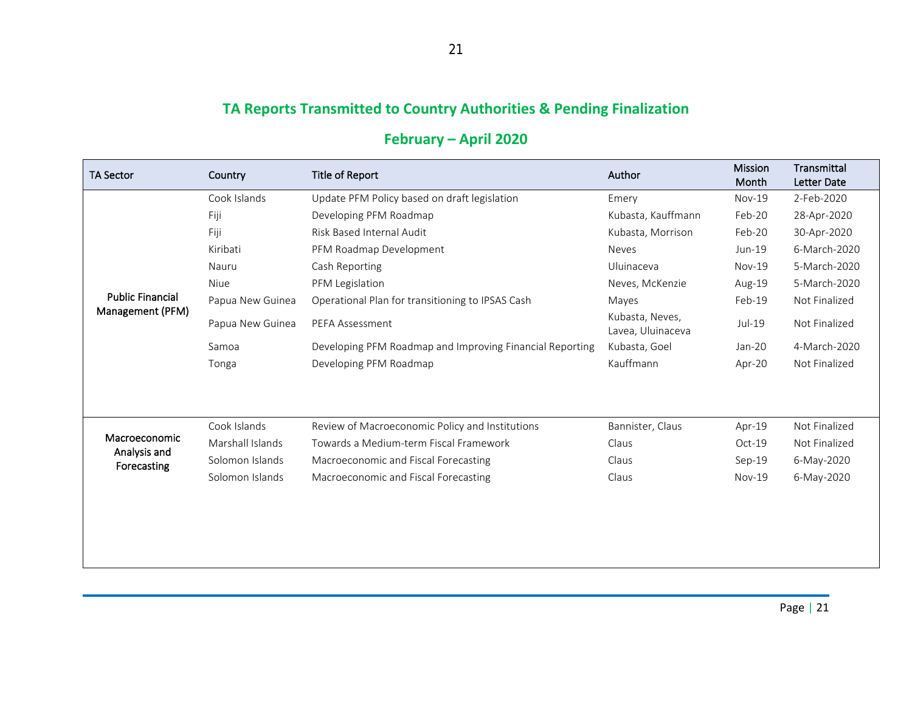## TA Reports Transmitted to Country Authorities & Pending Finalization

## February – April 2020

| TA Sector | Country | Title of Report | Author | Mission Month | Transmittal Letter Date |
|---|---|---|---|---|---|
| Public Financial Management (PFM) | Cook Islands | Update PFM Policy based on draft legislation | Emery | Nov-19 | 2-Feb-2020 |
| | Fiji | Developing PFM Roadmap | Kubasta, Kauffmann | Feb-20 | 28-Apr-2020 |
| | Fiji | Risk Based Internal Audit | Kubasta, Morrison | Feb-20 | 30-Apr-2020 |
| | Kiribati | PFM Roadmap Development | Neves | Jun-19 | 6-March-2020 |
| | Nauru | Cash Reporting | Uluinaceva | Nov-19 | 5-March-2020 |
| | Niue | PFM Legislation | Neves, McKenzie | Aug-19 | 5-March-2020 |
| | Papua New Guinea | Operational Plan for transitioning to IPSAS Cash | Mayes | Feb-19 | Not Finalized |
| | Papua New Guinea | PEFA Assessment | Kubasta, Neves, Lavea, Uluinaceva | Jul-19 | Not Finalized |
| | Samoa | Developing PFM Roadmap and Improving Financial Reporting | Kubasta, Goel | Jan-20 | 4-March-2020 |
| | Tonga | Developing PFM Roadmap | Kauffmann | Apr-20 | Not Finalized |
| Macroeconomic Analysis and Forecasting | Cook Islands | Review of Macroeconomic Policy and Institutions | Bannister, Claus | Apr-19 | Not Finalized |
| | Marshall Islands | Towards a Medium-term Fiscal Framework | Claus | Oct-19 | Not Finalized |
| | Solomon Islands | Macroeconomic and Fiscal Forecasting | Claus | Sep-19 | 6-May-2020 |
| | Solomon Islands | Macroeconomic and Fiscal Forecasting | Claus | Nov-19 | 6-May-2020 |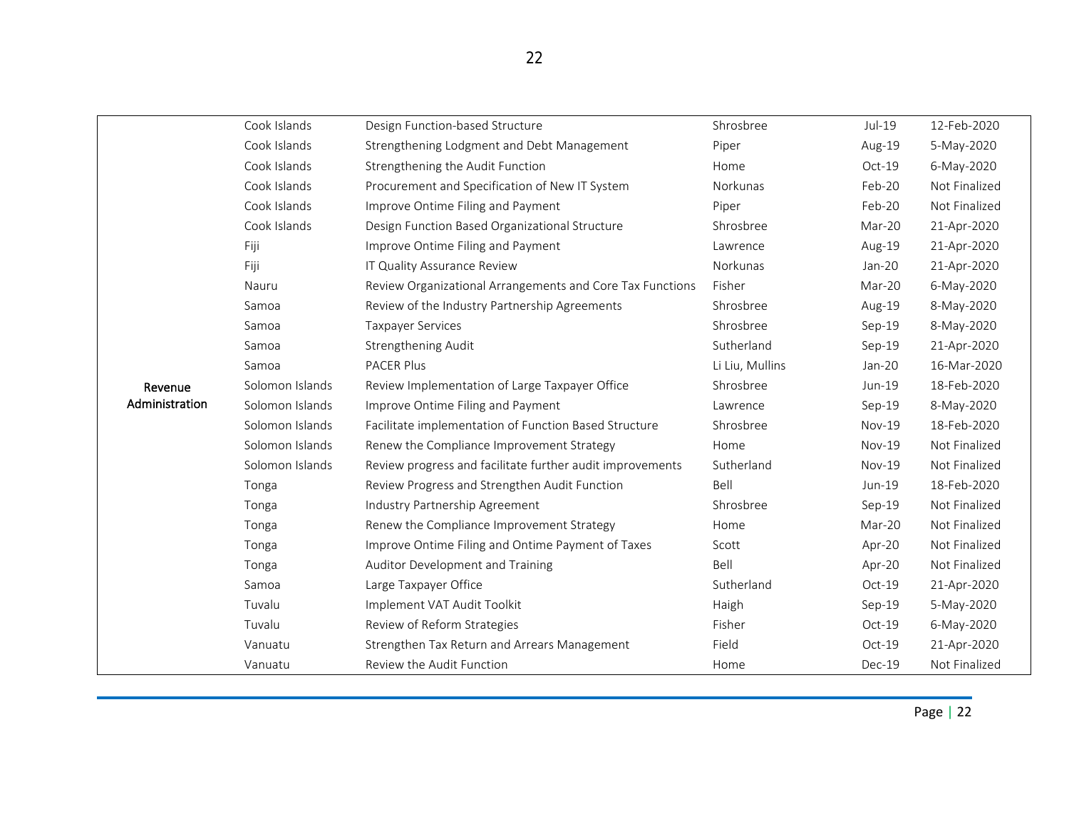| | | | | | |
|---|---|---|---|---|---|
| Revenue Administration | Cook Islands | Design Function-based Structure | Shrosbree | Jul-19 | 12-Feb-2020 |
| | Cook Islands | Strengthening Lodgment and Debt Management | Piper | Aug-19 | 5-May-2020 |
| | Cook Islands | Strengthening the Audit Function | Home | Oct-19 | 6-May-2020 |
| | Cook Islands | Procurement and Specification of New IT System | Norkunas | Feb-20 | Not Finalized |
| | Cook Islands | Improve Ontime Filing and Payment | Piper | Feb-20 | Not Finalized |
| | Cook Islands | Design Function Based Organizational Structure | Shrosbree | Mar-20 | 21-Apr-2020 |
| | Fiji | Improve Ontime Filing and Payment | Lawrence | Aug-19 | 21-Apr-2020 |
| | Fiji | IT Quality Assurance Review | Norkunas | Jan-20 | 21-Apr-2020 |
| | Nauru | Review Organizational Arrangements and Core Tax Functions | Fisher | Mar-20 | 6-May-2020 |
| | Samoa | Review of the Industry Partnership Agreements | Shrosbree | Aug-19 | 8-May-2020 |
| | Samoa | Taxpayer Services | Shrosbree | Sep-19 | 8-May-2020 |
| | Samoa | Strengthening Audit | Sutherland | Sep-19 | 21-Apr-2020 |
| | Samoa | PACER Plus | Li Liu, Mullins | Jan-20 | 16-Mar-2020 |
| | Solomon Islands | Review Implementation of Large Taxpayer Office | Shrosbree | Jun-19 | 18-Feb-2020 |
| | Solomon Islands | Improve Ontime Filing and Payment | Lawrence | Sep-19 | 8-May-2020 |
| | Solomon Islands | Facilitate implementation of Function Based Structure | Shrosbree | Nov-19 | 18-Feb-2020 |
| | Solomon Islands | Renew the Compliance Improvement Strategy | Home | Nov-19 | Not Finalized |
| | Solomon Islands | Review progress and facilitate further audit improvements | Sutherland | Nov-19 | Not Finalized |
| | Tonga | Review Progress and Strengthen Audit Function | Bell | Jun-19 | 18-Feb-2020 |
| | Tonga | Industry Partnership Agreement | Shrosbree | Sep-19 | Not Finalized |
| | Tonga | Renew the Compliance Improvement Strategy | Home | Mar-20 | Not Finalized |
| | Tonga | Improve Ontime Filing and Ontime Payment of Taxes | Scott | Apr-20 | Not Finalized |
| | Tonga | Auditor Development and Training | Bell | Apr-20 | Not Finalized |
| | Samoa | Large Taxpayer Office | Sutherland | Oct-19 | 21-Apr-2020 |
| | Tuvalu | Implement VAT Audit Toolkit | Haigh | Sep-19 | 5-May-2020 |
| | Tuvalu | Review of Reform Strategies | Fisher | Oct-19 | 6-May-2020 |
| | Vanuatu | Strengthen Tax Return and Arrears Management | Field | Oct-19 | 21-Apr-2020 |
| | Vanuatu | Review the Audit Function | Home | Dec-19 | Not Finalized |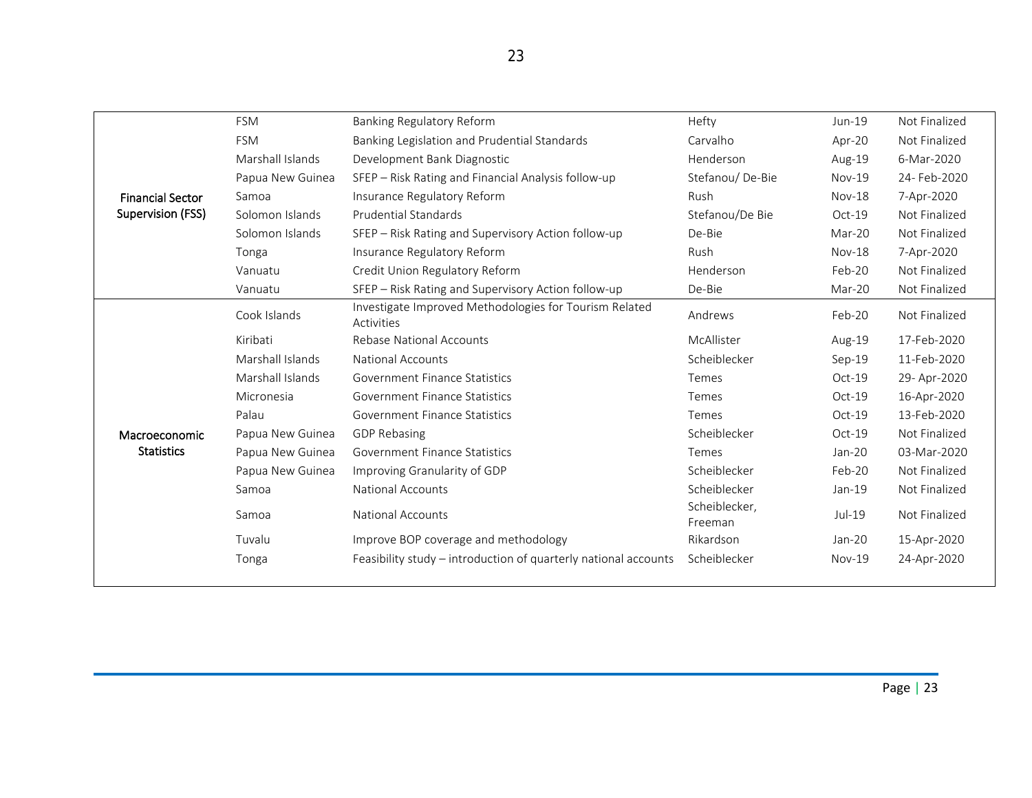| | | | | | |
|---|---|---|---|---|---|
| Financial Sector Supervision (FSS) | FSM | Banking Regulatory Reform | Hefty | Jun-19 | Not Finalized |
| | FSM | Banking Legislation and Prudential Standards | Carvalho | Apr-20 | Not Finalized |
| | Marshall Islands | Development Bank Diagnostic | Henderson | Aug-19 | 6-Mar-2020 |
| | Papua New Guinea | SFEP – Risk Rating and Financial Analysis follow-up | Stefanou/ De-Bie | Nov-19 | 24- Feb-2020 |
| | Samoa | Insurance Regulatory Reform | Rush | Nov-18 | 7-Apr-2020 |
| | Solomon Islands | Prudential Standards | Stefanou/De Bie | Oct-19 | Not Finalized |
| | Solomon Islands | SFEP – Risk Rating and Supervisory Action follow-up | De-Bie | Mar-20 | Not Finalized |
| | Tonga | Insurance Regulatory Reform | Rush | Nov-18 | 7-Apr-2020 |
| | Vanuatu | Credit Union Regulatory Reform | Henderson | Feb-20 | Not Finalized |
| | Vanuatu | SFEP – Risk Rating and Supervisory Action follow-up | De-Bie | Mar-20 | Not Finalized |
| Macroeconomic Statistics | Cook Islands | Investigate Improved Methodologies for Tourism Related Activities | Andrews | Feb-20 | Not Finalized |
| | Kiribati | Rebase National Accounts | McAllister | Aug-19 | 17-Feb-2020 |
| | Marshall Islands | National Accounts | Scheiblecker | Sep-19 | 11-Feb-2020 |
| | Marshall Islands | Government Finance Statistics | Temes | Oct-19 | 29- Apr-2020 |
| | Micronesia | Government Finance Statistics | Temes | Oct-19 | 16-Apr-2020 |
| | Palau | Government Finance Statistics | Temes | Oct-19 | 13-Feb-2020 |
| | Papua New Guinea | GDP Rebasing | Scheiblecker | Oct-19 | Not Finalized |
| | Papua New Guinea | Government Finance Statistics | Temes | Jan-20 | 03-Mar-2020 |
| | Papua New Guinea | Improving Granularity of GDP | Scheiblecker | Feb-20 | Not Finalized |
| | Samoa | National Accounts | Scheiblecker | Jan-19 | Not Finalized |
| | Samoa | National Accounts | Scheiblecker, Freeman | Jul-19 | Not Finalized |
| | Tuvalu | Improve BOP coverage and methodology | Rikardson | Jan-20 | 15-Apr-2020 |
| | Tonga | Feasibility study – introduction of quarterly national accounts | Scheiblecker | Nov-19 | 24-Apr-2020 |